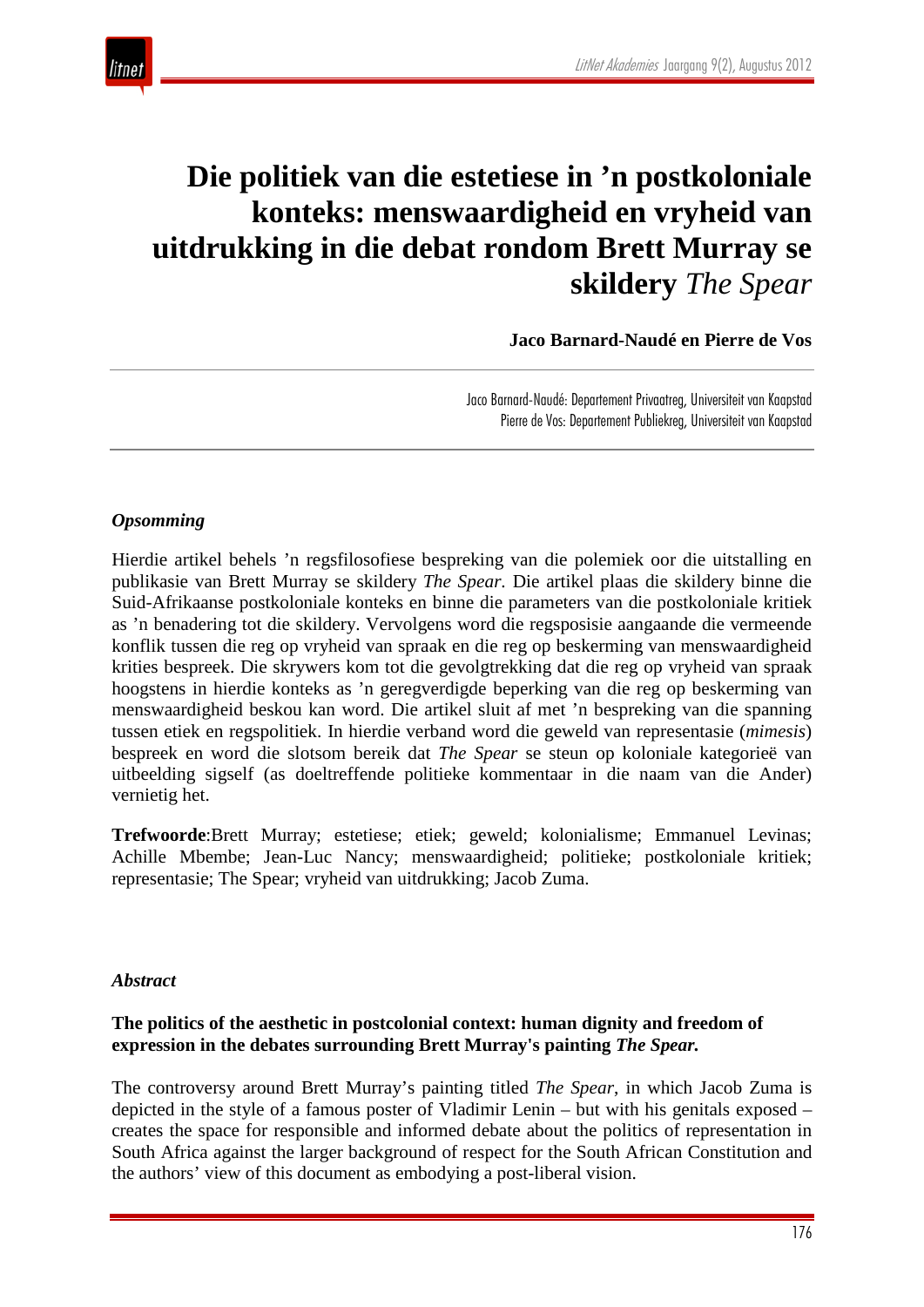# Die politiek van die estetiese in 'n postkoloniale konteks: menswaardigheid en vryheid van uitdrukking in die debat rondom Brett Murray se skildery *The Spear*

**Jaco Barnard-Naudé en Pierre de Vos**

Jaco Barnard-Naudé: Departement Privaatreg, Universiteit van Kaapstad
Pierre de Vos: Departement Publiekreg, Universiteit van Kaapstad

## *Opsomming*

Hierdie artikel behels 'n regsfilosofiese bespreking van die polemiek oor die uitstalling en publikasie van Brett Murray se skildery *The Spear*. Die artikel plaas die skildery binne die Suid-Afrikaanse postkoloniale konteks en binne die parameters van die postkoloniale kritiek as 'n benadering tot die skildery. Vervolgens word die regsposisie aangaande die vermeende konflik tussen die reg op vryheid van spraak en die reg op beskerming van menswaardigheid krities bespreek. Die skrywers kom tot die gevolgtrekking dat die reg op vryheid van spraak hoogstens in hierdie konteks as 'n geregverdigde beperking van die reg op beskerming van menswaardigheid beskou kan word. Die artikel sluit af met 'n bespreking van die spanning tussen etiek en regspolitiek. In hierdie verband word die geweld van representasie (*mimesis*) bespreek en word die slotsom bereik dat *The Spear* se steun op koloniale kategorieë van uitbeelding sigself (as doeltreffende politieke kommentaar in die naam van die Ander) vernietig het.

**Trefwoorde**:Brett Murray; estetiese; etiek; geweld; kolonialisme; Emmanuel Levinas; Achille Mbembe; Jean-Luc Nancy; menswaardigheid; politieke; postkoloniale kritiek; representasie; The Spear; vryheid van uitdrukking; Jacob Zuma.

## *Abstract*

**The politics of the aesthetic in postcolonial context: human dignity and freedom of expression in the debates surrounding Brett Murray's painting *The Spear.***

The controversy around Brett Murray's painting titled *The Spear*, in which Jacob Zuma is depicted in the style of a famous poster of Vladimir Lenin – but with his genitals exposed – creates the space for responsible and informed debate about the politics of representation in South Africa against the larger background of respect for the South African Constitution and the authors' view of this document as embodying a post-liberal vision.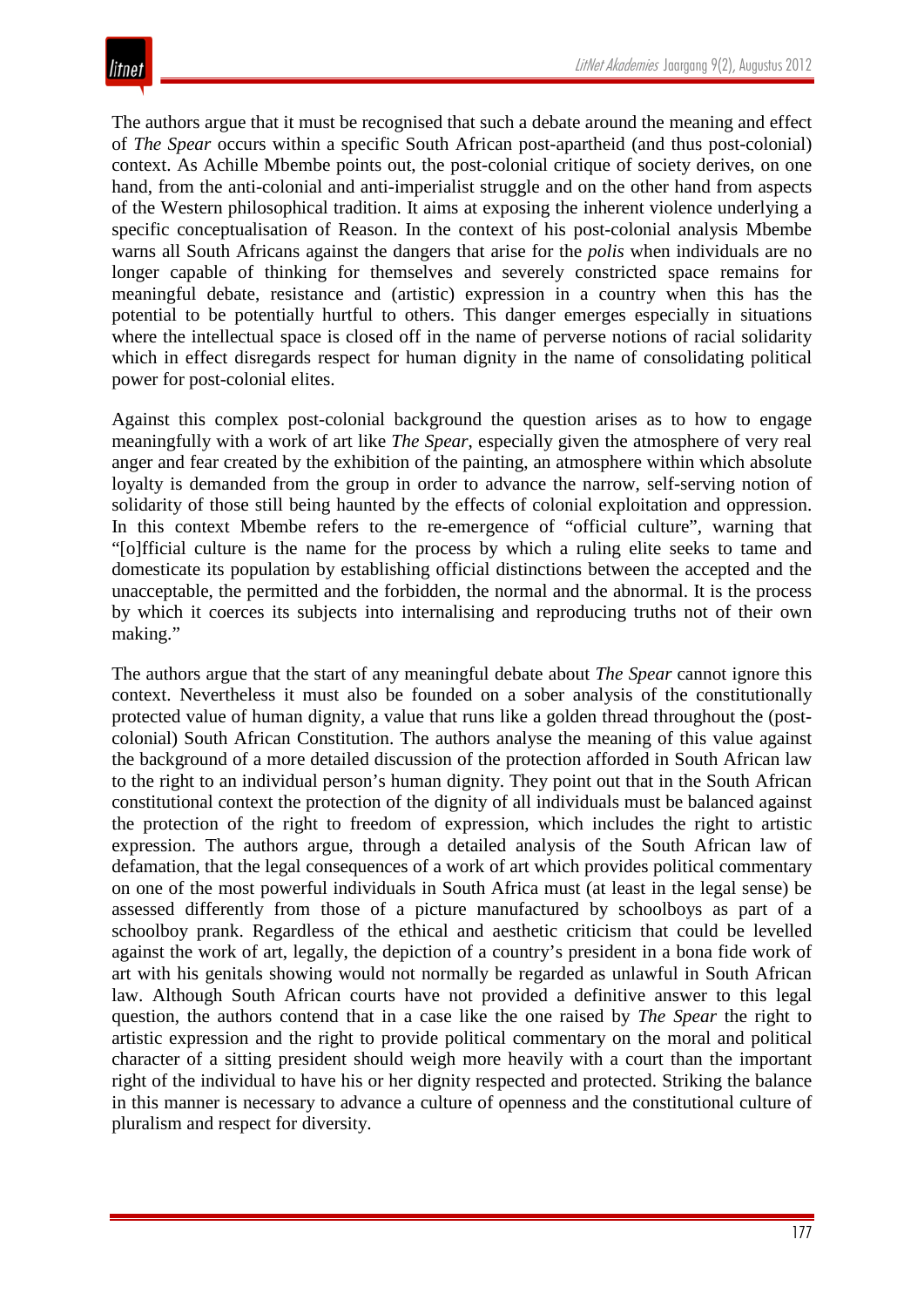The authors argue that it must be recognised that such a debate around the meaning and effect of *The Spear* occurs within a specific South African post-apartheid (and thus post-colonial) context. As Achille Mbembe points out, the post-colonial critique of society derives, on one hand, from the anti-colonial and anti-imperialist struggle and on the other hand from aspects of the Western philosophical tradition. It aims at exposing the inherent violence underlying a specific conceptualisation of Reason. In the context of his post-colonial analysis Mbembe warns all South Africans against the dangers that arise for the *polis* when individuals are no longer capable of thinking for themselves and severely constricted space remains for meaningful debate, resistance and (artistic) expression in a country when this has the potential to be potentially hurtful to others. This danger emerges especially in situations where the intellectual space is closed off in the name of perverse notions of racial solidarity which in effect disregards respect for human dignity in the name of consolidating political power for post-colonial elites.

Against this complex post-colonial background the question arises as to how to engage meaningfully with a work of art like *The Spear*, especially given the atmosphere of very real anger and fear created by the exhibition of the painting, an atmosphere within which absolute loyalty is demanded from the group in order to advance the narrow, self-serving notion of solidarity of those still being haunted by the effects of colonial exploitation and oppression. In this context Mbembe refers to the re-emergence of "official culture", warning that "[o]fficial culture is the name for the process by which a ruling elite seeks to tame and domesticate its population by establishing official distinctions between the accepted and the unacceptable, the permitted and the forbidden, the normal and the abnormal. It is the process by which it coerces its subjects into internalising and reproducing truths not of their own making."

The authors argue that the start of any meaningful debate about *The Spear* cannot ignore this context. Nevertheless it must also be founded on a sober analysis of the constitutionally protected value of human dignity, a value that runs like a golden thread throughout the (post-colonial) South African Constitution. The authors analyse the meaning of this value against the background of a more detailed discussion of the protection afforded in South African law to the right to an individual person's human dignity. They point out that in the South African constitutional context the protection of the dignity of all individuals must be balanced against the protection of the right to freedom of expression, which includes the right to artistic expression. The authors argue, through a detailed analysis of the South African law of defamation, that the legal consequences of a work of art which provides political commentary on one of the most powerful individuals in South Africa must (at least in the legal sense) be assessed differently from those of a picture manufactured by schoolboys as part of a schoolboy prank. Regardless of the ethical and aesthetic criticism that could be levelled against the work of art, legally, the depiction of a country's president in a bona fide work of art with his genitals showing would not normally be regarded as unlawful in South African law. Although South African courts have not provided a definitive answer to this legal question, the authors contend that in a case like the one raised by *The Spear* the right to artistic expression and the right to provide political commentary on the moral and political character of a sitting president should weigh more heavily with a court than the important right of the individual to have his or her dignity respected and protected. Striking the balance in this manner is necessary to advance a culture of openness and the constitutional culture of pluralism and respect for diversity.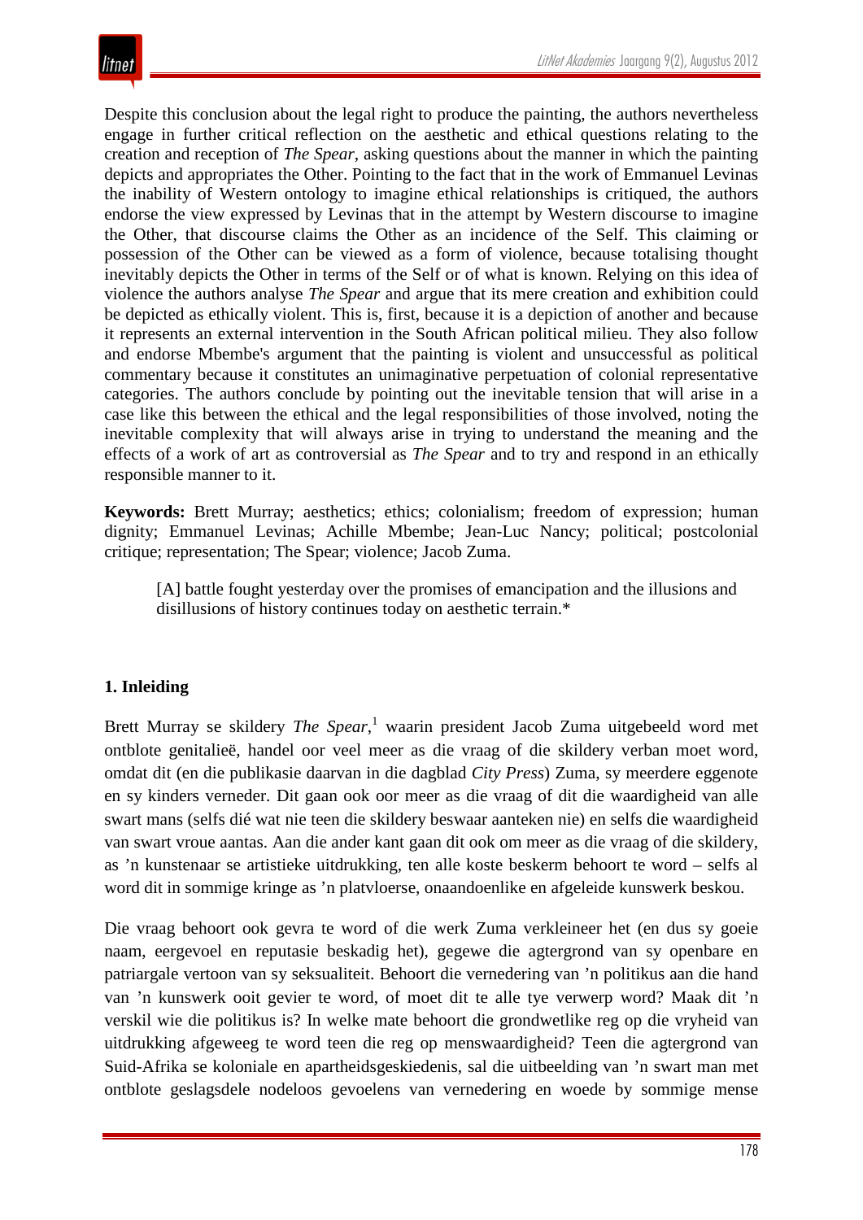Despite this conclusion about the legal right to produce the painting, the authors nevertheless engage in further critical reflection on the aesthetic and ethical questions relating to the creation and reception of *The Spear*, asking questions about the manner in which the painting depicts and appropriates the Other. Pointing to the fact that in the work of Emmanuel Levinas the inability of Western ontology to imagine ethical relationships is critiqued, the authors endorse the view expressed by Levinas that in the attempt by Western discourse to imagine the Other, that discourse claims the Other as an incidence of the Self. This claiming or possession of the Other can be viewed as a form of violence, because totalising thought inevitably depicts the Other in terms of the Self or of what is known. Relying on this idea of violence the authors analyse *The Spear* and argue that its mere creation and exhibition could be depicted as ethically violent. This is, first, because it is a depiction of another and because it represents an external intervention in the South African political milieu. They also follow and endorse Mbembe's argument that the painting is violent and unsuccessful as political commentary because it constitutes an unimaginative perpetuation of colonial representative categories. The authors conclude by pointing out the inevitable tension that will arise in a case like this between the ethical and the legal responsibilities of those involved, noting the inevitable complexity that will always arise in trying to understand the meaning and the effects of a work of art as controversial as *The Spear* and to try and respond in an ethically responsible manner to it.

**Keywords:** Brett Murray; aesthetics; ethics; colonialism; freedom of expression; human dignity; Emmanuel Levinas; Achille Mbembe; Jean-Luc Nancy; political; postcolonial critique; representation; The Spear; violence; Jacob Zuma.

> [A] battle fought yesterday over the promises of emancipation and the illusions and disillusions of history continues today on aesthetic terrain.*

## 1. Inleiding

Brett Murray se skildery *The Spear*,[1] waarin president Jacob Zuma uitgebeeld word met ontblote genitalieë, handel oor veel meer as die vraag of die skildery verban moet word, omdat dit (en die publikasie daarvan in die dagblad *City Press*) Zuma, sy meerdere eggenote en sy kinders verneder. Dit gaan ook oor meer as die vraag of dit die waardigheid van alle swart mans (selfs dié wat nie teen die skildery beswaar aanteken nie) en selfs die waardigheid van swart vroue aantas. Aan die ander kant gaan dit ook om meer as die vraag of die skildery, as 'n kunstenaar se artistieke uitdrukking, ten alle koste beskerm behoort te word – selfs al word dit in sommige kringe as 'n platvloerse, onaandoenlike en afgeleide kunswerk beskou.

Die vraag behoort ook gevra te word of die werk Zuma verkleineer het (en dus sy goeie naam, eergevoel en reputasie beskadig het), gegewe die agtergrond van sy openbare en patriargale vertoon van sy seksualiteit. Behoort die vernedering van 'n politikus aan die hand van 'n kunswerk ooit gevier te word, of moet dit te alle tye verwerp word? Maak dit 'n verskil wie die politikus is? In welke mate behoort die grondwetlike reg op die vryheid van uitdrukking afgeweeg te word teen die reg op menswaardigheid? Teen die agtergrond van Suid-Afrika se koloniale en apartheidsgeskiedenis, sal die uitbeelding van 'n swart man met ontblote geslagsdele nodeloos gevoelens van vernedering en woede by sommige mense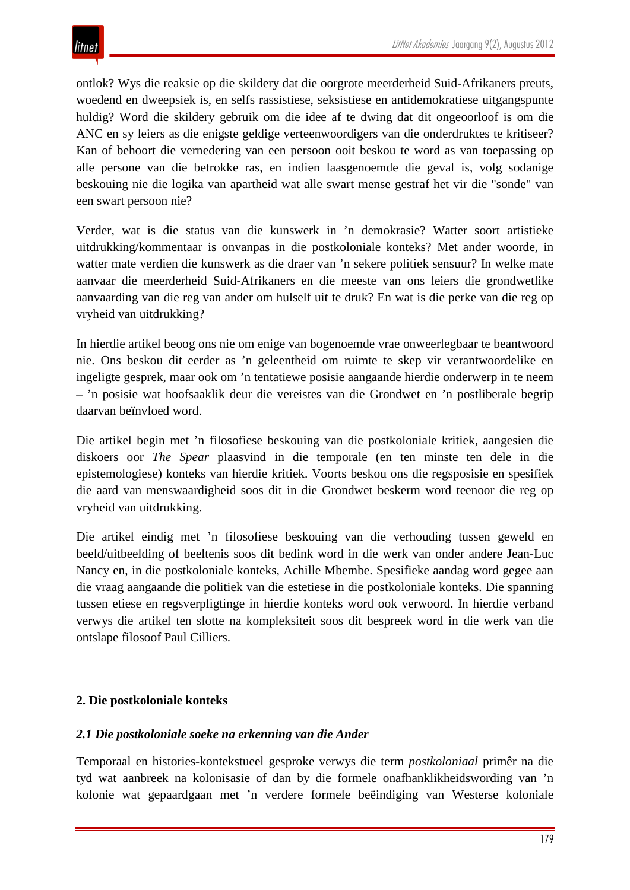ontlok? Wys die reaksie op die skildery dat die oorgrote meerderheid Suid-Afrikaners preuts, woedend en dweepsiek is, en selfs rassistiese, seksistiese en antidemokratiese uitgangspunte huldig? Word die skildery gebruik om die idee af te dwing dat dit ongeoorloof is om die ANC en sy leiers as die enigste geldige verteenwoordigers van die onderdruktes te kritiseer? Kan of behoort die vernedering van een persoon ooit beskou te word as van toepassing op alle persone van die betrokke ras, en indien laasgenoemde die geval is, volg sodanige beskouing nie die logika van apartheid wat alle swart mense gestraf het vir die "sonde" van een swart persoon nie?

Verder, wat is die status van die kunswerk in ’n demokrasie? Watter soort artistieke uitdrukking/kommentaar is onvanpas in die postkoloniale konteks? Met ander woorde, in watter mate verdien die kunswerk as die draer van ’n sekere politiek sensuur? In welke mate aanvaar die meerderheid Suid-Afrikaners en die meeste van ons leiers die grondwetlike aanvaarding van die reg van ander om hulself uit te druk? En wat is die perke van die reg op vryheid van uitdrukking?

In hierdie artikel beoog ons nie om enige van bogenoemde vrae onweerlegbaar te beantwoord nie. Ons beskou dit eerder as ’n geleentheid om ruimte te skep vir verantwoordelike en ingeligte gesprek, maar ook om ’n tentatiewe posisie aangaande hierdie onderwerp in te neem – ’n posisie wat hoofsaaklik deur die vereistes van die Grondwet en ’n postliberale begrip daarvan beïnvloed word.

Die artikel begin met ’n filosofiese beskouing van die postkoloniale kritiek, aangesien die diskoers oor *The Spear* plaasvind in die temporale (en ten minste ten dele in die epistemologiese) konteks van hierdie kritiek. Voorts beskou ons die regsposisie en spesifiek die aard van menswaardigheid soos dit in die Grondwet beskerm word teenoor die reg op vryheid van uitdrukking.

Die artikel eindig met ’n filosofiese beskouing van die verhouding tussen geweld en beeld/uitbeelding of beeltenis soos dit bedink word in die werk van onder andere Jean-Luc Nancy en, in die postkoloniale konteks, Achille Mbembe. Spesifieke aandag word gegee aan die vraag aangaande die politiek van die estetiese in die postkoloniale konteks. Die spanning tussen etiese en regsverpligtinge in hierdie konteks word ook verwoord. In hierdie verband verwys die artikel ten slotte na kompleksiteit soos dit bespreek word in die werk van die ontslape filosoof Paul Cilliers.

## 2. Die postkoloniale konteks

### *2.1 Die postkoloniale soeke na erkenning van die Ander*

Temporaal en histories-kontekstueel gesproke verwys die term *postkoloniaal* primêr na die tyd wat aanbreek na kolonisasie of dan by die formele onafhanklikheidswording van ’n kolonie wat gepaardgaan met ’n verdere formele beëindiging van Westerse koloniale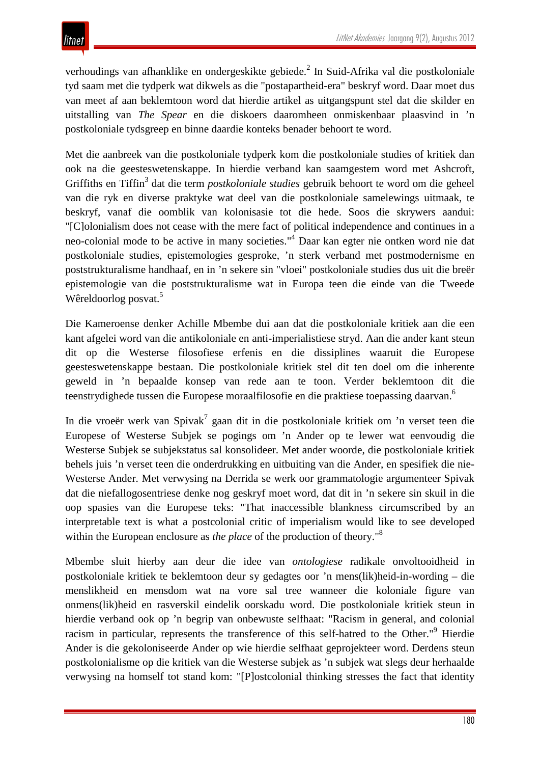verhoudings van afhanklike en ondergeskikte gebiede.[2] In Suid-Afrika val die postkoloniale tyd saam met die tydperk wat dikwels as die "postapartheid-era" beskryf word. Daar moet dus van meet af aan beklemtoon word dat hierdie artikel as uitgangspunt stel dat die skilder en uitstalling van *The Spear* en die diskoers daaromheen onmiskenbaar plaasvind in ’n postkoloniale tydsgreep en binne daardie konteks benader behoort te word.

Met die aanbreek van die postkoloniale tydperk kom die postkoloniale studies of kritiek dan ook na die geesteswetenskappe. In hierdie verband kan saamgestem word met Ashcroft, Griffiths en Tiffin[3] dat die term *postkoloniale studies* gebruik behoort te word om die geheel van die ryk en diverse praktyke wat deel van die postkoloniale samelewings uitmaak, te beskryf, vanaf die oomblik van kolonisasie tot die hede. Soos die skrywers aandui: "[C]olonialism does not cease with the mere fact of political independence and continues in a neo-colonial mode to be active in many societies."[4] Daar kan egter nie ontken word nie dat postkoloniale studies, epistemologies gesproke, ’n sterk verband met postmodernisme en poststrukturalisme handhaaf, en in ’n sekere sin "vloei" postkoloniale studies dus uit die breër epistemologie van die poststrukturalisme wat in Europa teen die einde van die Tweede Wêreldoorlog posvat.[5]

Die Kameroense denker Achille Mbembe dui aan dat die postkoloniale kritiek aan die een kant afgelei word van die antikoloniale en anti-imperialistiese stryd. Aan die ander kant steun dit op die Westerse filosofiese erfenis en die dissiplines waaruit die Europese geesteswetenskappe bestaan. Die postkoloniale kritiek stel dit ten doel om die inherente geweld in ’n bepaalde konsep van rede aan te toon. Verder beklemtoon dit die teenstrydighede tussen die Europese moraalfilosofie en die praktiese toepassing daarvan.[6]

In die vroeër werk van Spivak[7] gaan dit in die postkoloniale kritiek om ’n verset teen die Europese of Westerse Subjek se pogings om ’n Ander op te lewer wat eenvoudig die Westerse Subjek se subjekstatus sal konsolideer. Met ander woorde, die postkoloniale kritiek behels juis ’n verset teen die onderdrukking en uitbuiting van die Ander, en spesifiek die nie-Westerse Ander. Met verwysing na Derrida se werk oor grammatologie argumenteer Spivak dat die niefallogosentriese denke nog geskryf moet word, dat dit in ’n sekere sin skuil in die oop spasies van die Europese teks: "That inaccessible blankness circumscribed by an interpretable text is what a postcolonial critic of imperialism would like to see developed within the European enclosure as *the place* of the production of theory."[8]

Mbembe sluit hierby aan deur die idee van *ontologiese* radikale onvoltooidheid in postkoloniale kritiek te beklemtoon deur sy gedagtes oor ’n mens(lik)heid-in-wording – die menslikheid en mensdom wat na vore sal tree wanneer die koloniale figure van onmens(lik)heid en rasverskil eindelik oorskadu word. Die postkoloniale kritiek steun in hierdie verband ook op ’n begrip van onbewuste selfhaat: "Racism in general, and colonial racism in particular, represents the transference of this self-hatred to the Other."[9] Hierdie Ander is die gekoloniseerde Ander op wie hierdie selfhaat geprojekteer word. Derdens steun postkolonialisme op die kritiek van die Westerse subjek as ’n subjek wat slegs deur herhaalde verwysing na homself tot stand kom: "[P]ostcolonial thinking stresses the fact that identity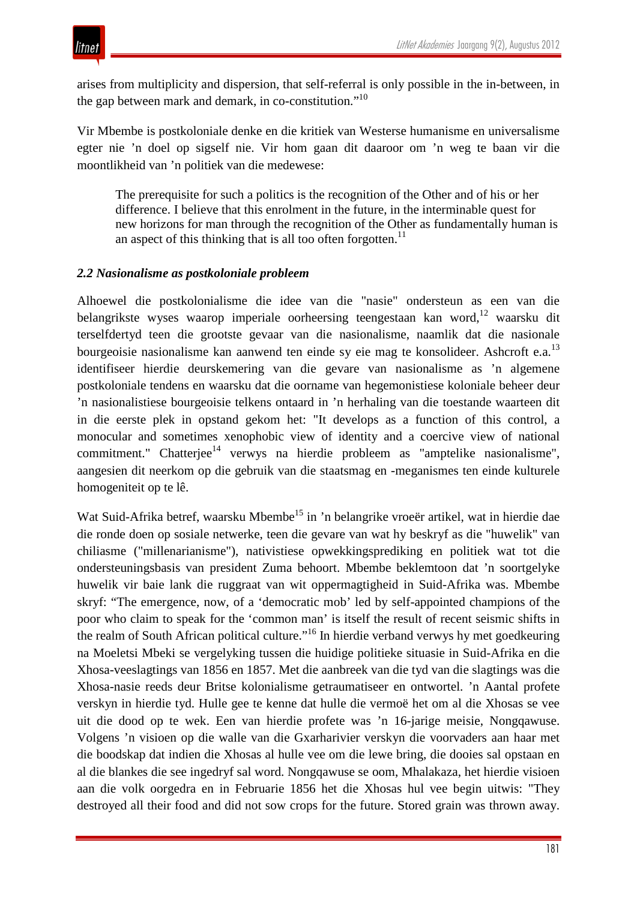arises from multiplicity and dispersion, that self-referral is only possible in the in-between, in the gap between mark and demark, in co-constitution."[10]

Vir Mbembe is postkoloniale denke en die kritiek van Westerse humanisme en universalisme egter nie 'n doel op sigself nie. Vir hom gaan dit daaroor om 'n weg te baan vir die moontlikheid van 'n politiek van die medewese:

> The prerequisite for such a politics is the recognition of the Other and of his or her difference. I believe that this enrolment in the future, in the interminable quest for new horizons for man through the recognition of the Other as fundamentally human is an aspect of this thinking that is all too often forgotten.[11]

### *2.2 Nasionalisme as postkoloniale probleem*

Alhoewel die postkolonialisme die idee van die "nasie" ondersteun as een van die belangrikste wyses waarop imperiale oorheersing teengestaan kan word,[12] waarsku dit terselfdertyd teen die grootste gevaar van die nasionalisme, naamlik dat die nasionale bourgeoisie nasionalisme kan aanwend ten einde sy eie mag te konsolideer. Ashcroft e.a.[13] identifiseer hierdie deurskemering van die gevare van nasionalisme as 'n algemene postkoloniale tendens en waarsku dat die oorname van hegemonistiese koloniale beheer deur 'n nasionalistiese bourgeoisie telkens ontaard in 'n herhaling van die toestande waarteen dit in die eerste plek in opstand gekom het: "It develops as a function of this control, a monocular and sometimes xenophobic view of identity and a coercive view of national commitment." Chatterjee[14] verwys na hierdie probleem as "amptelike nasionalisme", aangesien dit neerkom op die gebruik van die staatsmag en -meganismes ten einde kulturele homogeniteit op te lê.

Wat Suid-Afrika betref, waarsku Mbembe[15] in 'n belangrike vroeër artikel, wat in hierdie dae die ronde doen op sosiale netwerke, teen die gevare van wat hy beskryf as die "huwelik" van chiliasme ("millenarianisme"), nativistiese opwekkingsprediking en politiek wat tot die ondersteuningsbasis van president Zuma behoort. Mbembe beklemtoon dat 'n soortgelyke huwelik vir baie lank die ruggraat van wit oppermagtigheid in Suid-Afrika was. Mbembe skryf: "The emergence, now, of a 'democratic mob' led by self-appointed champions of the poor who claim to speak for the 'common man' is itself the result of recent seismic shifts in the realm of South African political culture."[16] In hierdie verband verwys hy met goedkeuring na Moeletsi Mbeki se vergelyking tussen die huidige politieke situasie in Suid-Afrika en die Xhosa-veeslagtings van 1856 en 1857. Met die aanbreek van die tyd van die slagtings was die Xhosa-nasie reeds deur Britse kolonialisme getraumatiseer en ontwortel. 'n Aantal profete verskyn in hierdie tyd. Hulle gee te kenne dat hulle die vermoë het om al die Xhosas se vee uit die dood op te wek. Een van hierdie profete was 'n 16-jarige meisie, Nongqawuse. Volgens 'n visioen op die walle van die Gxarharivier verskyn die voorvaders aan haar met die boodskap dat indien die Xhosas al hulle vee om die lewe bring, die dooies sal opstaan en al die blankes die see ingedryf sal word. Nongqawuse se oom, Mhalakaza, het hierdie visioen aan die volk oorgedra en in Februarie 1856 het die Xhosas hul vee begin uitwis: "They destroyed all their food and did not sow crops for the future. Stored grain was thrown away.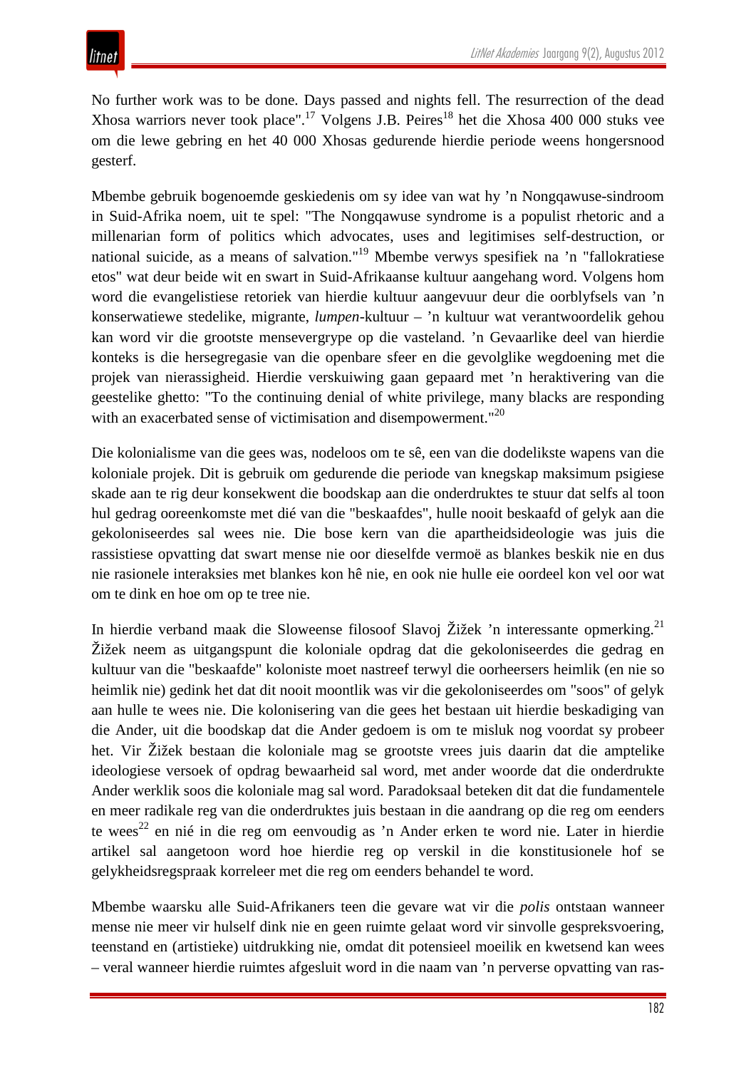No further work was to be done. Days passed and nights fell. The resurrection of the dead Xhosa warriors never took place".[17] Volgens J.B. Peires[18] het die Xhosa 400 000 stuks vee om die lewe gebring en het 40 000 Xhosas gedurende hierdie periode weens hongersnood gesterf.

Mbembe gebruik bogenoemde geskiedenis om sy idee van wat hy 'n Nongqawuse-sindroom in Suid-Afrika noem, uit te spel: "The Nongqawuse syndrome is a populist rhetoric and a millenarian form of politics which advocates, uses and legitimises self-destruction, or national suicide, as a means of salvation."[19] Mbembe verwys spesifiek na 'n "fallokratiese etos" wat deur beide wit en swart in Suid-Afrikaanse kultuur aangehang word. Volgens hom word die evangelistiese retoriek van hierdie kultuur aangevuur deur die oorblyfsels van 'n konserwatiewe stedelike, migrante, *lumpen*-kultuur – 'n kultuur wat verantwoordelik gehou kan word vir die grootste mensevergrype op die vasteland. 'n Gevaarlike deel van hierdie konteks is die hersegregasie van die openbare sfeer en die gevolglike wegdoening met die projek van nierassigheid. Hierdie verskuiwing gaan gepaard met 'n heraktivering van die geestelike ghetto: "To the continuing denial of white privilege, many blacks are responding with an exacerbated sense of victimisation and disempowerment."[20]

Die kolonialisme van die gees was, nodeloos om te sê, een van die dodelikste wapens van die koloniale projek. Dit is gebruik om gedurende die periode van knegskap maksimum psigiese skade aan te rig deur konsekwent die boodskap aan die onderdruktes te stuur dat selfs al toon hul gedrag ooreenkomste met dié van die "beskaafdes", hulle nooit beskaafd of gelyk aan die gekoloniseerdes sal wees nie. Die bose kern van die apartheidsideologie was juis die rassistiese opvatting dat swart mense nie oor dieselfde vermoë as blankes beskik nie en dus nie rasionele interaksies met blankes kon hê nie, en ook nie hulle eie oordeel kon vel oor wat om te dink en hoe om op te tree nie.

In hierdie verband maak die Sloweense filosoof Slavoj Žižek 'n interessante opmerking.[21] Žižek neem as uitgangspunt die koloniale opdrag dat die gekoloniseerdes die gedrag en kultuur van die "beskaafde" koloniste moet nastreef terwyl die oorheersers heimlik (en nie so heimlik nie) gedink het dat dit nooit moontlik was vir die gekoloniseerdes om "soos" of gelyk aan hulle te wees nie. Die kolonisering van die gees het bestaan uit hierdie beskadiging van die Ander, uit die boodskap dat die Ander gedoem is om te misluk nog voordat sy probeer het. Vir Žižek bestaan die koloniale mag se grootste vrees juis daarin dat die amptelike ideologiese versoek of opdrag bewaarheid sal word, met ander woorde dat die onderdrukte Ander werklik soos die koloniale mag sal word. Paradoksaal beteken dit dat die fundamentele en meer radikale reg van die onderdruktes juis bestaan in die aandrang op die reg om eenders te wees[22] en nié in die reg om eenvoudig as 'n Ander erken te word nie. Later in hierdie artikel sal aangetoon word hoe hierdie reg op verskil in die konstitusionele hof se gelykheidsregspraak korreleer met die reg om eenders behandel te word.

Mbembe waarsku alle Suid-Afrikaners teen die gevare wat vir die *polis* ontstaan wanneer mense nie meer vir hulself dink nie en geen ruimte gelaat word vir sinvolle gespreksvoering, teenstand en (artistieke) uitdrukking nie, omdat dit potensieel moeilik en kwetsend kan wees – veral wanneer hierdie ruimtes afgesluit word in die naam van 'n perverse opvatting van ras-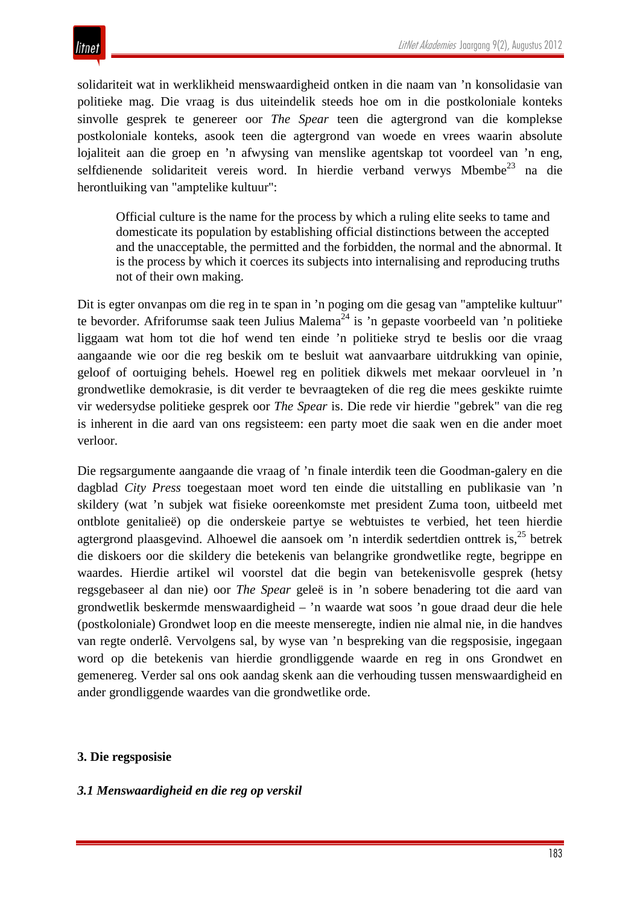solidariteit wat in werklikheid menswaardigheid ontken in die naam van ’n konsolidasie van politieke mag. Die vraag is dus uiteindelik steeds hoe om in die postkoloniale konteks sinvolle gesprek te genereer oor *The Spear* teen die agtergrond van die komplekse postkoloniale konteks, asook teen die agtergrond van woede en vrees waarin absolute lojaliteit aan die groep en ’n afwysing van menslike agentskap tot voordeel van ’n eng, selfdienende solidariteit vereis word. In hierdie verband verwys Mbembe[23] na die herontluiking van "amptelike kultuur":

> Official culture is the name for the process by which a ruling elite seeks to tame and domesticate its population by establishing official distinctions between the accepted and the unacceptable, the permitted and the forbidden, the normal and the abnormal. It is the process by which it coerces its subjects into internalising and reproducing truths not of their own making.

Dit is egter onvanpas om die reg in te span in ’n poging om die gesag van "amptelike kultuur" te bevorder. Afriforumse saak teen Julius Malema[24] is ’n gepaste voorbeeld van ’n politieke liggaam wat hom tot die hof wend ten einde ’n politieke stryd te beslis oor die vraag aangaande wie oor die reg beskik om te besluit wat aanvaarbare uitdrukking van opinie, geloof of oortuiging behels. Hoewel reg en politiek dikwels met mekaar oorvleuel in ’n grondwetlike demokrasie, is dit verder te bevraagteken of die reg die mees geskikte ruimte vir wedersydse politieke gesprek oor *The Spear* is. Die rede vir hierdie "gebrek" van die reg is inherent in die aard van ons regsisteem: een party moet die saak wen en die ander moet verloor.

Die regsargumente aangaande die vraag of ’n finale interdik teen die Goodman-galery en die dagblad *City Press* toegestaan moet word ten einde die uitstalling en publikasie van ’n skildery (wat ’n subjek wat fisieke ooreenkomste met president Zuma toon, uitbeeld met ontblote genitalieë) op die onderskeie partye se webtuistes te verbied, het teen hierdie agtergrond plaasgevind. Alhoewel die aansoek om ’n interdik sedertdien onttrek is,[25] betrek die diskoers oor die skildery die betekenis van belangrike grondwetlike regte, begrippe en waardes. Hierdie artikel wil voorstel dat die begin van betekenisvolle gesprek (hetsy regsgebaseer al dan nie) oor *The Spear* geleë is in ’n sobere benadering tot die aard van grondwetlik beskermde menswaardigheid – ’n waarde wat soos ’n goue draad deur die hele (postkoloniale) Grondwet loop en die meeste menseregte, indien nie almal nie, in die handves van regte onderlê. Vervolgens sal, by wyse van ’n bespreking van die regsposisie, ingegaan word op die betekenis van hierdie grondliggende waarde en reg in ons Grondwet en gemenereg. Verder sal ons ook aandag skenk aan die verhouding tussen menswaardigheid en ander grondliggende waardes van die grondwetlike orde.

## 3. Die regsposisie

### *3.1 Menswaardigheid en die reg op verskil*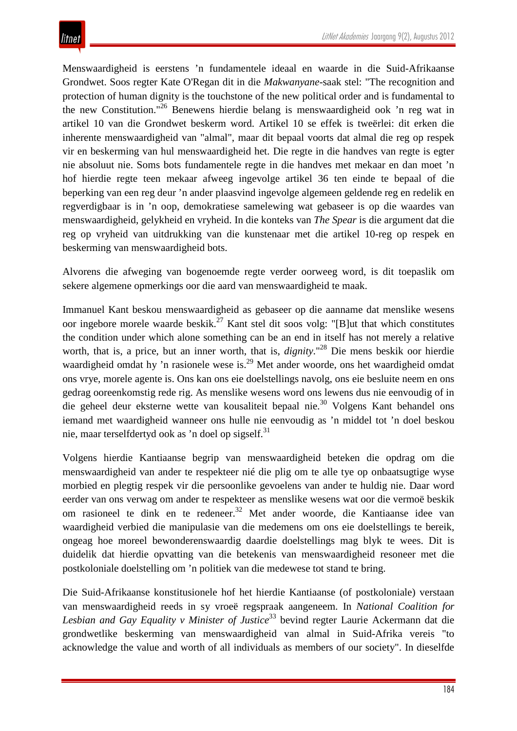Menswaardigheid is eerstens ’n fundamentele ideaal en waarde in die Suid-Afrikaanse Grondwet. Soos regter Kate O'Regan dit in die *Makwanyane*-saak stel: "The recognition and protection of human dignity is the touchstone of the new political order and is fundamental to the new Constitution."[26] Benewens hierdie belang is menswaardigheid ook ’n reg wat in artikel 10 van die Grondwet beskerm word. Artikel 10 se effek is tweërlei: dit erken die inherente menswaardigheid van "almal", maar dit bepaal voorts dat almal die reg op respek vir en beskerming van hul menswaardigheid het. Die regte in die handves van regte is egter nie absoluut nie. Soms bots fundamentele regte in die handves met mekaar en dan moet ’n hof hierdie regte teen mekaar afweeg ingevolge artikel 36 ten einde te bepaal of die beperking van een reg deur ’n ander plaasvind ingevolge algemeen geldende reg en redelik en regverdigbaar is in ’n oop, demokratiese samelewing wat gebaseer is op die waardes van menswaardigheid, gelykheid en vryheid. In die konteks van *The Spear* is die argument dat die reg op vryheid van uitdrukking van die kunstenaar met die artikel 10-reg op respek en beskerming van menswaardigheid bots.

Alvorens die afweging van bogenoemde regte verder oorweeg word, is dit toepaslik om sekere algemene opmerkings oor die aard van menswaardigheid te maak.

Immanuel Kant beskou menswaardigheid as gebaseer op die aanname dat menslike wesens oor ingebore morele waarde beskik.[27] Kant stel dit soos volg: "[B]ut that which constitutes the condition under which alone something can be an end in itself has not merely a relative worth, that is, a price, but an inner worth, that is, *dignity*."[28] Die mens beskik oor hierdie waardigheid omdat hy ’n rasionele wese is.[29] Met ander woorde, ons het waardigheid omdat ons vrye, morele agente is. Ons kan ons eie doelstellings navolg, ons eie besluite neem en ons gedrag ooreenkomstig rede rig. As menslike wesens word ons lewens dus nie eenvoudig of in die geheel deur eksterne wette van kousaliteit bepaal nie.[30] Volgens Kant behandel ons iemand met waardigheid wanneer ons hulle nie eenvoudig as ’n middel tot ’n doel beskou nie, maar terselfdertyd ook as ’n doel op sigself.[31]

Volgens hierdie Kantiaanse begrip van menswaardigheid beteken die opdrag om die menswaardigheid van ander te respekteer nié die plig om te alle tye op onbaatsugtige wyse morbied en plegtig respek vir die persoonlike gevoelens van ander te huldig nie. Daar word eerder van ons verwag om ander te respekteer as menslike wesens wat oor die vermoë beskik om rasioneel te dink en te redeneer.[32] Met ander woorde, die Kantiaanse idee van waardigheid verbied die manipulasie van die medemens om ons eie doelstellings te bereik, ongeag hoe moreel bewonderenswaardig daardie doelstellings mag blyk te wees. Dit is duidelik dat hierdie opvatting van die betekenis van menswaardigheid resoneer met die postkoloniale doelstelling om ’n politiek van die medewese tot stand te bring.

Die Suid-Afrikaanse konstitusionele hof het hierdie Kantiaanse (of postkoloniale) verstaan van menswaardigheid reeds in sy vroeë regspraak aangeneem. In *National Coalition for Lesbian and Gay Equality v Minister of Justice*[33] bevind regter Laurie Ackermann dat die grondwetlike beskerming van menswaardigheid van almal in Suid-Afrika vereis "to acknowledge the value and worth of all individuals as members of our society". In dieselfde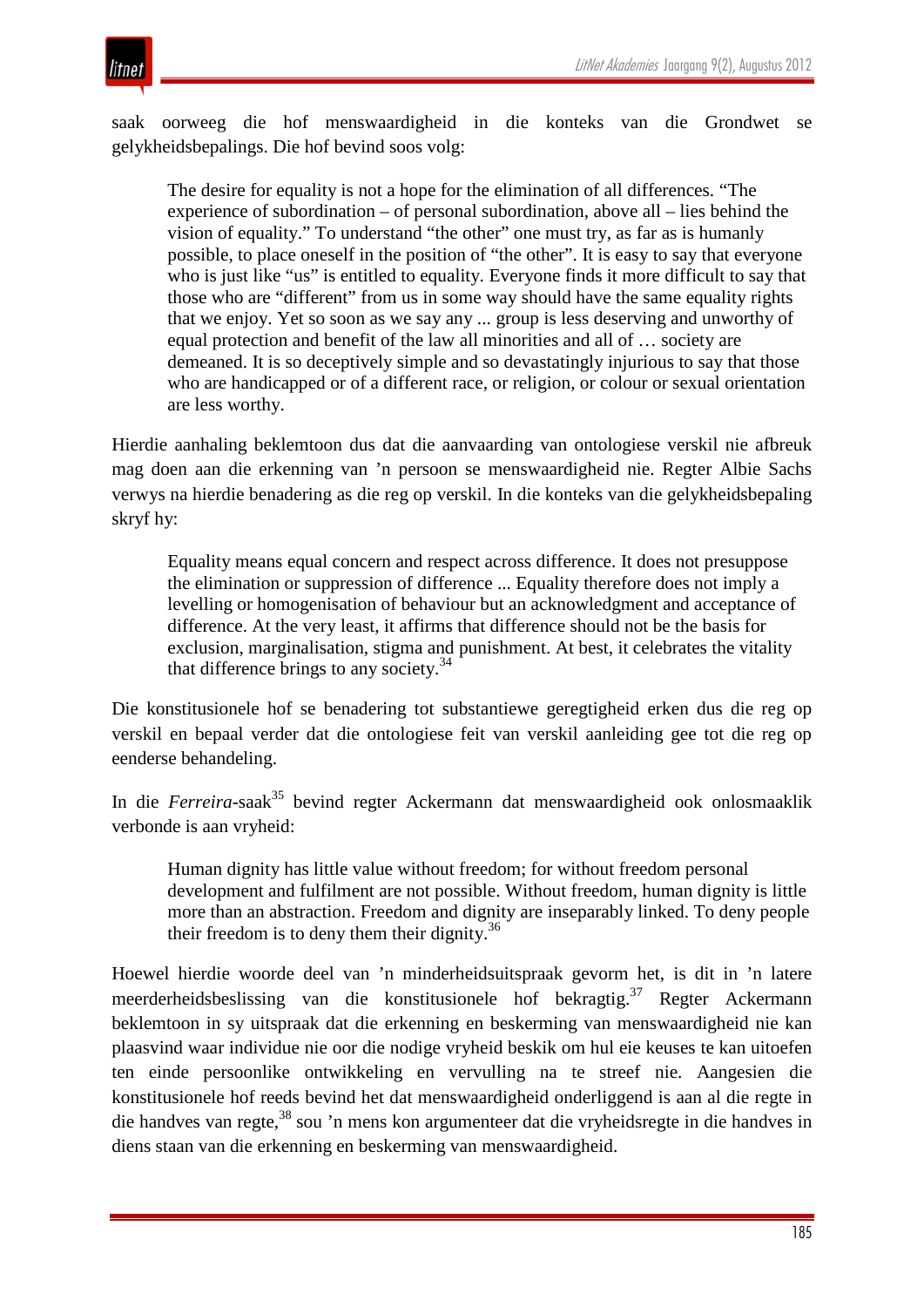saak oorweeg die hof menswaardigheid in die konteks van die Grondwet se gelykheidsbepalings. Die hof bevind soos volg:

> The desire for equality is not a hope for the elimination of all differences. "The experience of subordination – of personal subordination, above all – lies behind the vision of equality." To understand "the other" one must try, as far as is humanly possible, to place oneself in the position of "the other". It is easy to say that everyone who is just like "us" is entitled to equality. Everyone finds it more difficult to say that those who are "different" from us in some way should have the same equality rights that we enjoy. Yet so soon as we say any ... group is less deserving and unworthy of equal protection and benefit of the law all minorities and all of … society are demeaned. It is so deceptively simple and so devastatingly injurious to say that those who are handicapped or of a different race, or religion, or colour or sexual orientation are less worthy.

Hierdie aanhaling beklemtoon dus dat die aanvaarding van ontologiese verskil nie afbreuk mag doen aan die erkenning van 'n persoon se menswaardigheid nie. Regter Albie Sachs verwys na hierdie benadering as die reg op verskil. In die konteks van die gelykheidsbepaling skryf hy:

> Equality means equal concern and respect across difference. It does not presuppose the elimination or suppression of difference ... Equality therefore does not imply a levelling or homogenisation of behaviour but an acknowledgment and acceptance of difference. At the very least, it affirms that difference should not be the basis for exclusion, marginalisation, stigma and punishment. At best, it celebrates the vitality that difference brings to any society.[34]

Die konstitusionele hof se benadering tot substantiewe geregtigheid erken dus die reg op verskil en bepaal verder dat die ontologiese feit van verskil aanleiding gee tot die reg op eenderse behandeling.

In die *Ferreira*-saak[35] bevind regter Ackermann dat menswaardigheid ook onlosmaaklik verbonde is aan vryheid:

> Human dignity has little value without freedom; for without freedom personal development and fulfilment are not possible. Without freedom, human dignity is little more than an abstraction. Freedom and dignity are inseparably linked. To deny people their freedom is to deny them their dignity.[36]

Hoewel hierdie woorde deel van 'n minderheidsuitspraak gevorm het, is dit in 'n latere meerderheidsbeslissing van die konstitusionele hof bekragtig.[37] Regter Ackermann beklemtoon in sy uitspraak dat die erkenning en beskerming van menswaardigheid nie kan plaasvind waar individue nie oor die nodige vryheid beskik om hul eie keuses te kan uitoefen ten einde persoonlike ontwikkeling en vervulling na te streef nie. Aangesien die konstitusionele hof reeds bevind het dat menswaardigheid onderliggend is aan al die regte in die handves van regte,[38] sou 'n mens kon argumenteer dat die vryheidsregte in die handves in diens staan van die erkenning en beskerming van menswaardigheid.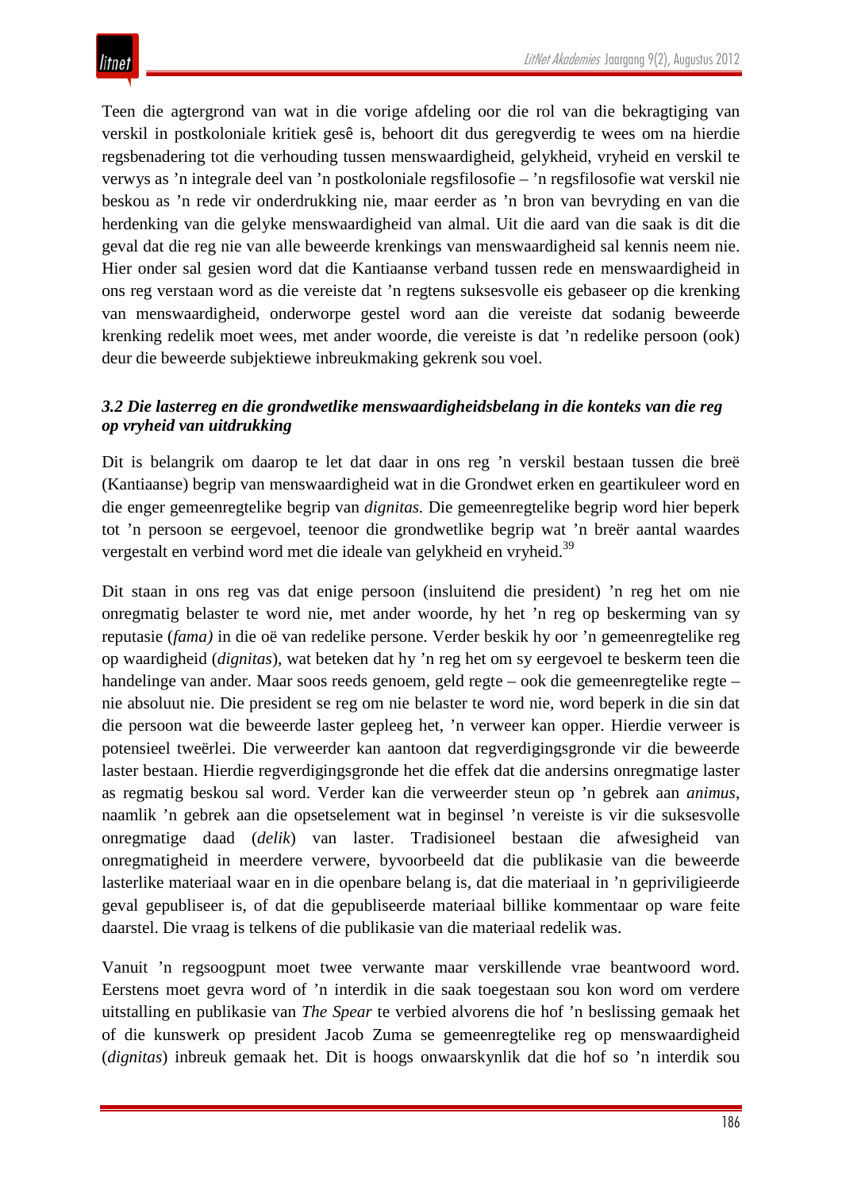Teen die agtergrond van wat in die vorige afdeling oor die rol van die bekragtiging van verskil in postkoloniale kritiek gesê is, behoort dit dus geregverdig te wees om na hierdie regsbenadering tot die verhouding tussen menswaardigheid, gelykheid, vryheid en verskil te verwys as ’n integrale deel van ’n postkoloniale regsfilosofie – ’n regsfilosofie wat verskil nie beskou as ’n rede vir onderdrukking nie, maar eerder as ’n bron van bevryding en van die herdenking van die gelyke menswaardigheid van almal. Uit die aard van die saak is dit die geval dat die reg nie van alle beweerde krenkings van menswaardigheid sal kennis neem nie. Hier onder sal gesien word dat die Kantiaanse verband tussen rede en menswaardigheid in ons reg verstaan word as die vereiste dat ’n regtens suksesvolle eis gebaseer op die krenking van menswaardigheid, onderworpe gestel word aan die vereiste dat sodanig beweerde krenking redelik moet wees, met ander woorde, die vereiste is dat ’n redelike persoon (ook) deur die beweerde subjektiewe inbreukmaking gekrenk sou voel.

### *3.2 Die lasterreg en die grondwetlike menswaardigheidsbelang in die konteks van die reg op vryheid van uitdrukking*

Dit is belangrik om daarop te let dat daar in ons reg ’n verskil bestaan tussen die breë (Kantiaanse) begrip van menswaardigheid wat in die Grondwet erken en geartikuleer word en die enger gemeenregtelike begrip van *dignitas.* Die gemeenregtelike begrip word hier beperk tot ’n persoon se eergevoel, teenoor die grondwetlike begrip wat ’n breër aantal waardes vergestalt en verbind word met die ideale van gelykheid en vryheid.[39]

Dit staan in ons reg vas dat enige persoon (insluitend die president) ’n reg het om nie onregmatig belaster te word nie, met ander woorde, hy het ’n reg op beskerming van sy reputasie (*fama)* in die oë van redelike persone. Verder beskik hy oor ’n gemeenregtelike reg op waardigheid (*dignitas*), wat beteken dat hy ’n reg het om sy eergevoel te beskerm teen die handelinge van ander. Maar soos reeds genoem, geld regte – ook die gemeenregtelike regte – nie absoluut nie. Die president se reg om nie belaster te word nie, word beperk in die sin dat die persoon wat die beweerde laster gepleeg het, ’n verweer kan opper. Hierdie verweer is potensieel tweërlei. Die verweerder kan aantoon dat regverdigingsgronde vir die beweerde laster bestaan. Hierdie regverdigingsgronde het die effek dat die andersins onregmatige laster as regmatig beskou sal word. Verder kan die verweerder steun op ’n gebrek aan *animus*, naamlik ’n gebrek aan die opsetselement wat in beginsel ’n vereiste is vir die suksesvolle onregmatige daad (*delik*) van laster. Tradisioneel bestaan die afwesigheid van onregmatigheid in meerdere verwere, byvoorbeeld dat die publikasie van die beweerde lasterlike materiaal waar en in die openbare belang is, dat die materiaal in ’n gepriviligieerde geval gepubliseer is, of dat die gepubliseerde materiaal billike kommentaar op ware feite daarstel. Die vraag is telkens of die publikasie van die materiaal redelik was.

Vanuit ’n regsoogpunt moet twee verwante maar verskillende vrae beantwoord word. Eerstens moet gevra word of ’n interdik in die saak toegestaan sou kon word om verdere uitstalling en publikasie van *The Spear* te verbied alvorens die hof ’n beslissing gemaak het of die kunswerk op president Jacob Zuma se gemeenregtelike reg op menswaardigheid (*dignitas*) inbreuk gemaak het. Dit is hoogs onwaarskynlik dat die hof so ’n interdik sou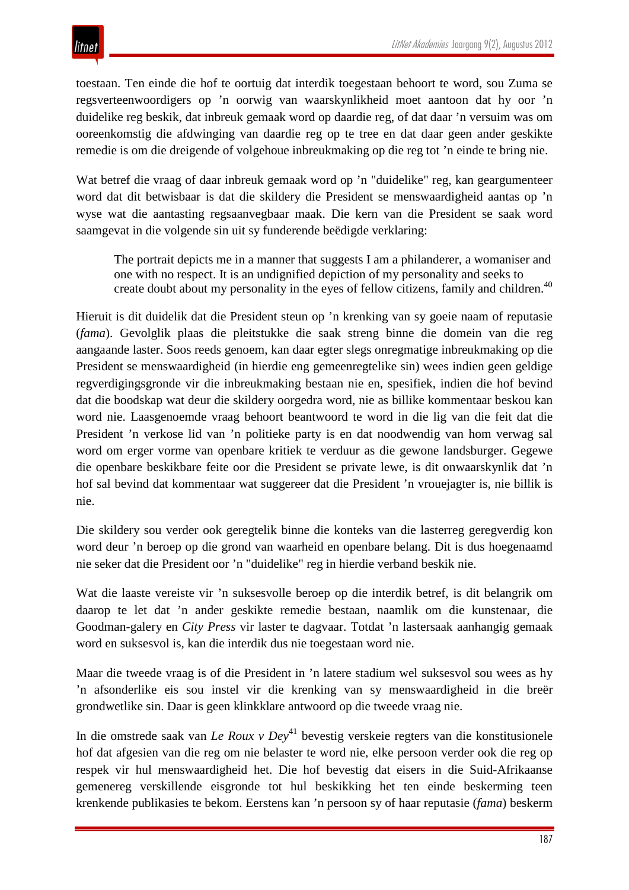toestaan. Ten einde die hof te oortuig dat interdik toegestaan behoort te word, sou Zuma se regsverteenwoordigers op ’n oorwig van waarskynlikheid moet aantoon dat hy oor ’n duidelike reg beskik, dat inbreuk gemaak word op daardie reg, of dat daar ’n versuim was om ooreenkomstig die afdwinging van daardie reg op te tree en dat daar geen ander geskikte remedie is om die dreigende of volgehoue inbreukmaking op die reg tot ’n einde te bring nie.

Wat betref die vraag of daar inbreuk gemaak word op ’n "duidelike" reg, kan geargumenteer word dat dit betwisbaar is dat die skildery die President se menswaardigheid aantas op ’n wyse wat die aantasting regsaanvegbaar maak. Die kern van die President se saak word saamgevat in die volgende sin uit sy funderende beëdigde verklaring:

> The portrait depicts me in a manner that suggests I am a philanderer, a womaniser and one with no respect. It is an undignified depiction of my personality and seeks to create doubt about my personality in the eyes of fellow citizens, family and children.[40]

Hieruit is dit duidelik dat die President steun op ’n krenking van sy goeie naam of reputasie (*fama*). Gevolglik plaas die pleitstukke die saak streng binne die domein van die reg aangaande laster. Soos reeds genoem, kan daar egter slegs onregmatige inbreukmaking op die President se menswaardigheid (in hierdie eng gemeenregtelike sin) wees indien geen geldige regverdigingsgronde vir die inbreukmaking bestaan nie en, spesifiek, indien die hof bevind dat die boodskap wat deur die skildery oorgedra word, nie as billike kommentaar beskou kan word nie. Laasgenoemde vraag behoort beantwoord te word in die lig van die feit dat die President ’n verkose lid van ’n politieke party is en dat noodwendig van hom verwag sal word om erger vorme van openbare kritiek te verduur as die gewone landsburger. Gegewe die openbare beskikbare feite oor die President se private lewe, is dit onwaarskynlik dat ’n hof sal bevind dat kommentaar wat suggereer dat die President ’n vrouejagter is, nie billik is nie.

Die skildery sou verder ook geregtelik binne die konteks van die lasterreg geregverdig kon word deur ’n beroep op die grond van waarheid en openbare belang. Dit is dus hoegenaamd nie seker dat die President oor ’n "duidelike" reg in hierdie verband beskik nie.

Wat die laaste vereiste vir ’n suksesvolle beroep op die interdik betref, is dit belangrik om daarop te let dat ’n ander geskikte remedie bestaan, naamlik om die kunstenaar, die Goodman-galery en *City Press* vir laster te dagvaar. Totdat ’n lastersaak aanhangig gemaak word en suksesvol is, kan die interdik dus nie toegestaan word nie.

Maar die tweede vraag is of die President in ’n latere stadium wel suksesvol sou wees as hy ’n afsonderlike eis sou instel vir die krenking van sy menswaardigheid in die breër grondwetlike sin. Daar is geen klinkklare antwoord op die tweede vraag nie.

In die omstrede saak van *Le Roux v Dey*[41] bevestig verskeie regters van die konstitusionele hof dat afgesien van die reg om nie belaster te word nie, elke persoon verder ook die reg op respek vir hul menswaardigheid het. Die hof bevestig dat eisers in die Suid-Afrikaanse gemenereg verskillende eisgronde tot hul beskikking het ten einde beskerming teen krenkende publikasies te bekom. Eerstens kan ’n persoon sy of haar reputasie (*fama*) beskerm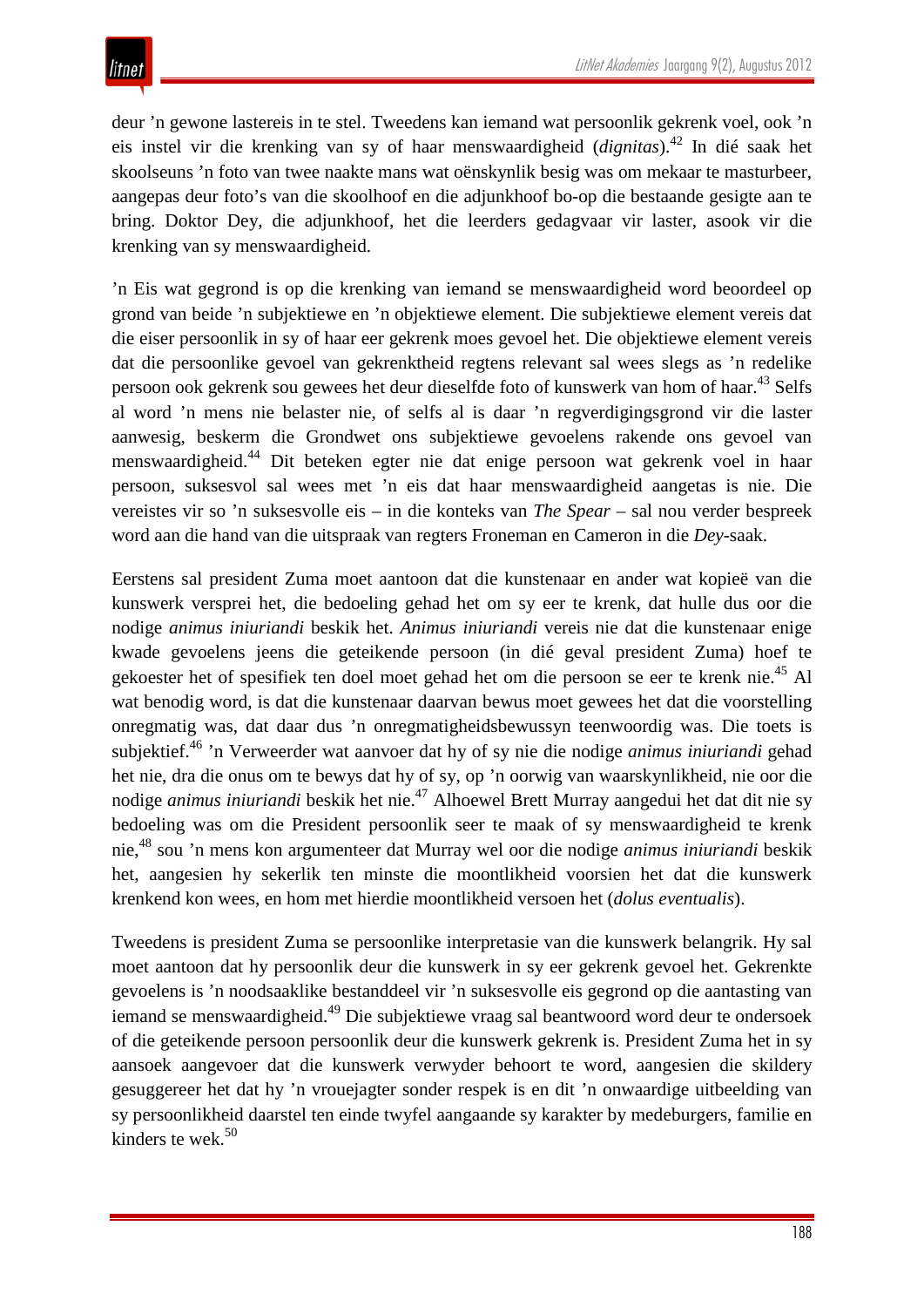deur ’n gewone lastereis in te stel. Tweedens kan iemand wat persoonlik gekrenk voel, ook ’n eis instel vir die krenking van sy of haar menswaardigheid (*dignitas*).[42] In dié saak het skoolseuns ’n foto van twee naakte mans wat oënskynlik besig was om mekaar te masturbeer, aangepas deur foto’s van die skoolhoof en die adjunkhoof bo-op die bestaande gesigte aan te bring. Doktor Dey, die adjunkhoof, het die leerders gedagvaar vir laster, asook vir die krenking van sy menswaardigheid.

’n Eis wat gegrond is op die krenking van iemand se menswaardigheid word beoordeel op grond van beide ’n subjektiewe en ’n objektiewe element. Die subjektiewe element vereis dat die eiser persoonlik in sy of haar eer gekrenk moes gevoel het. Die objektiewe element vereis dat die persoonlike gevoel van gekrenktheid regtens relevant sal wees slegs as ’n redelike persoon ook gekrenk sou gewees het deur dieselfde foto of kunswerk van hom of haar.[43] Selfs al word ’n mens nie belaster nie, of selfs al is daar ’n regverdigingsgrond vir die laster aanwesig, beskerm die Grondwet ons subjektiewe gevoelens rakende ons gevoel van menswaardigheid.[44] Dit beteken egter nie dat enige persoon wat gekrenk voel in haar persoon, suksesvol sal wees met ’n eis dat haar menswaardigheid aangetas is nie. Die vereistes vir so ’n suksesvolle eis – in die konteks van *The Spear* – sal nou verder bespreek word aan die hand van die uitspraak van regters Froneman en Cameron in die *Dey*-saak.

Eerstens sal president Zuma moet aantoon dat die kunstenaar en ander wat kopieë van die kunswerk versprei het, die bedoeling gehad het om sy eer te krenk, dat hulle dus oor die nodige *animus iniuriandi* beskik het. *Animus iniuriandi* vereis nie dat die kunstenaar enige kwade gevoelens jeens die geteikende persoon (in dié geval president Zuma) hoef te gekoester het of spesifiek ten doel moet gehad het om die persoon se eer te krenk nie.[45] Al wat benodig word, is dat die kunstenaar daarvan bewus moet gewees het dat die voorstelling onregmatig was, dat daar dus ’n onregmatigheidsbewussyn teenwoordig was. Die toets is subjektief.[46] ’n Verweerder wat aanvoer dat hy of sy nie die nodige *animus iniuriandi* gehad het nie, dra die onus om te bewys dat hy of sy, op ’n oorwig van waarskynlikheid, nie oor die nodige *animus iniuriandi* beskik het nie.[47] Alhoewel Brett Murray aangedui het dat dit nie sy bedoeling was om die President persoonlik seer te maak of sy menswaardigheid te krenk nie,[48] sou ’n mens kon argumenteer dat Murray wel oor die nodige *animus iniuriandi* beskik het, aangesien hy sekerlik ten minste die moontlikheid voorsien het dat die kunswerk krenkend kon wees, en hom met hierdie moontlikheid versoen het (*dolus eventualis*).

Tweedens is president Zuma se persoonlike interpretasie van die kunswerk belangrik. Hy sal moet aantoon dat hy persoonlik deur die kunswerk in sy eer gekrenk gevoel het. Gekrenkte gevoelens is ’n noodsaaklike bestanddeel vir ’n suksesvolle eis gegrond op die aantasting van iemand se menswaardigheid.[49] Die subjektiewe vraag sal beantwoord word deur te ondersoek of die geteikende persoon persoonlik deur die kunswerk gekrenk is. President Zuma het in sy aansoek aangevoer dat die kunswerk verwyder behoort te word, aangesien die skildery gesuggereer het dat hy ’n vrouejagter sonder respek is en dit ’n onwaardige uitbeelding van sy persoonlikheid daarstel ten einde twyfel aangaande sy karakter by medeburgers, familie en kinders te wek.[50]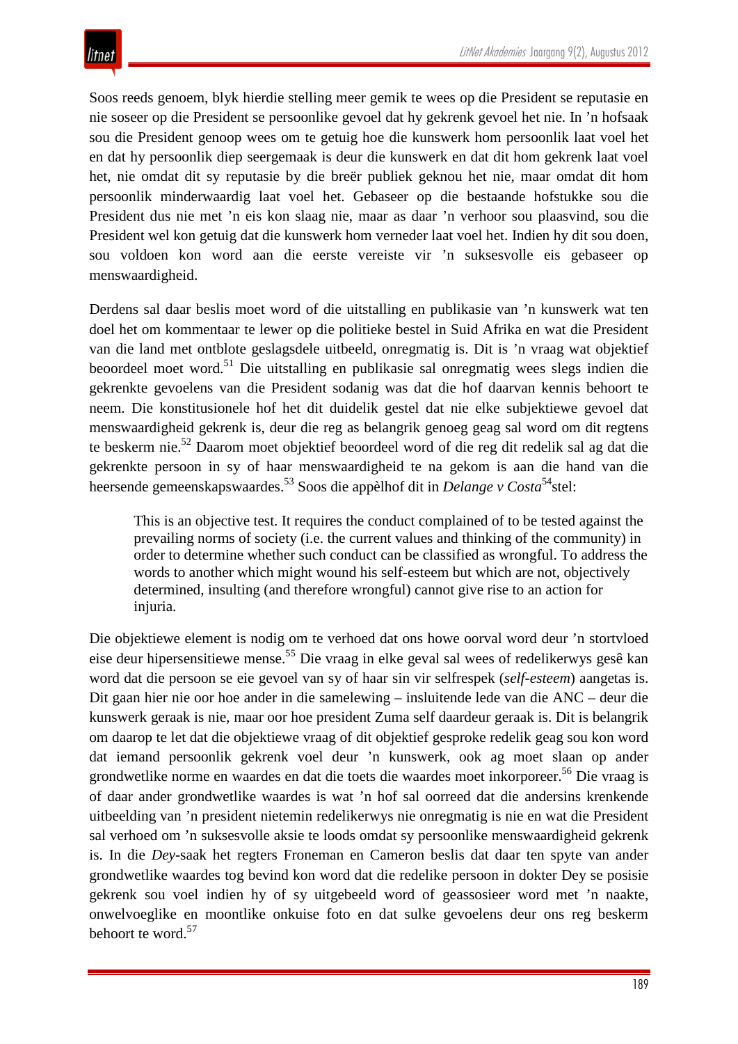Soos reeds genoem, blyk hierdie stelling meer gemik te wees op die President se reputasie en nie soseer op die President se persoonlike gevoel dat hy gekrenk gevoel het nie. In 'n hofsaak sou die President genoop wees om te getuig hoe die kunswerk hom persoonlik laat voel het en dat hy persoonlik diep seergemaak is deur die kunswerk en dat dit hom gekrenk laat voel het, nie omdat dit sy reputasie by die breër publiek geknou het nie, maar omdat dit hom persoonlik minderwaardig laat voel het. Gebaseer op die bestaande hofstukke sou die President dus nie met 'n eis kon slaag nie, maar as daar 'n verhoor sou plaasvind, sou die President wel kon getuig dat die kunswerk hom verneder laat voel het. Indien hy dit sou doen, sou voldoen kon word aan die eerste vereiste vir 'n suksesvolle eis gebaseer op menswaardigheid.

Derdens sal daar beslis moet word of die uitstalling en publikasie van 'n kunswerk wat ten doel het om kommentaar te lewer op die politieke bestel in Suid Afrika en wat die President van die land met ontblote geslagsdele uitbeeld, onregmatig is. Dit is 'n vraag wat objektief beoordeel moet word.[51] Die uitstalling en publikasie sal onregmatig wees slegs indien die gekrenkte gevoelens van die President sodanig was dat die hof daarvan kennis behoort te neem. Die konstitusionele hof het dit duidelik gestel dat nie elke subjektiewe gevoel dat menswaardigheid gekrenk is, deur die reg as belangrik genoeg geag sal word om dit regtens te beskerm nie.[52] Daarom moet objektief beoordeel word of die reg dit redelik sal ag dat die gekrenkte persoon in sy of haar menswaardigheid te na gekom is aan die hand van die heersende gemeenskapswaardes.[53] Soos die appèlhof dit in *Delange v Costa*[54] stel:

> This is an objective test. It requires the conduct complained of to be tested against the prevailing norms of society (i.e. the current values and thinking of the community) in order to determine whether such conduct can be classified as wrongful. To address the words to another which might wound his self-esteem but which are not, objectively determined, insulting (and therefore wrongful) cannot give rise to an action for injuria.

Die objektiewe element is nodig om te verhoed dat ons howe oorval word deur 'n stortvloed eise deur hipersensitiewe mense.[55] Die vraag in elke geval sal wees of redelikerwys gesê kan word dat die persoon se eie gevoel van sy of haar sin vir selfrespek (*self-esteem*) aangetas is. Dit gaan hier nie oor hoe ander in die samelewing – insluitende lede van die ANC – deur die kunswerk geraak is nie, maar oor hoe president Zuma self daardeur geraak is. Dit is belangrik om daarop te let dat die objektiewe vraag of dit objektief gesproke redelik geag sou kon word dat iemand persoonlik gekrenk voel deur 'n kunswerk, ook ag moet slaan op ander grondwetlike norme en waardes en dat die toets die waardes moet inkorporeer.[56] Die vraag is of daar ander grondwetlike waardes is wat 'n hof sal oorreed dat die andersins krenkende uitbeelding van 'n president nietemin redelikerwys nie onregmatig is nie en wat die President sal verhoed om 'n suksesvolle aksie te loods omdat sy persoonlike menswaardigheid gekrenk is. In die *Dey*-saak het regters Froneman en Cameron beslis dat daar ten spyte van ander grondwetlike waardes tog bevind kon word dat die redelike persoon in dokter Dey se posisie gekrenk sou voel indien hy of sy uitgebeeld word of geassosieer word met 'n naakte, onwelvoeglike en moontlike onkuise foto en dat sulke gevoelens deur ons reg beskerm behoort te word.[57]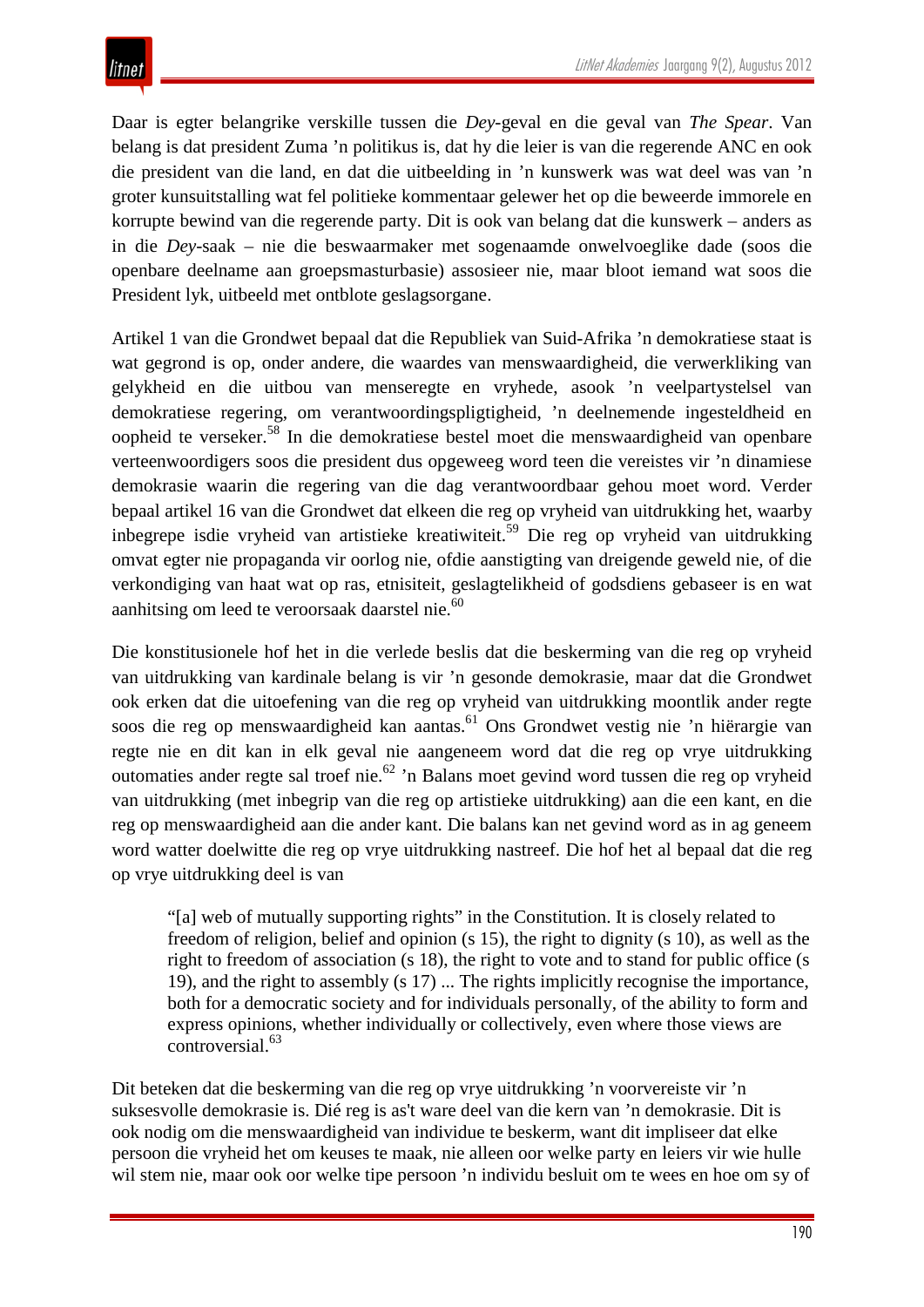Daar is egter belangrike verskille tussen die *Dey*-geval en die geval van *The Spear*. Van belang is dat president Zuma ’n politikus is, dat hy die leier is van die regerende ANC en ook die president van die land, en dat die uitbeelding in ’n kunswerk was wat deel was van ’n groter kunsuitstalling wat fel politieke kommentaar gelewer het op die beweerde immorele en korrupte bewind van die regerende party. Dit is ook van belang dat die kunswerk – anders as in die *Dey*-saak – nie die beswaarmaker met sogenaamde onwelvoeglike dade (soos die openbare deelname aan groepsmasturbasie) assosieer nie, maar bloot iemand wat soos die President lyk, uitbeeld met ontblote geslagsorgane.

Artikel 1 van die Grondwet bepaal dat die Republiek van Suid-Afrika ’n demokratiese staat is wat gegrond is op, onder andere, die waardes van menswaardigheid, die verwerkliking van gelykheid en die uitbou van menseregte en vryhede, asook ’n veelpartystelsel van demokratiese regering, om verantwoordingspligtigheid, ’n deelnemende ingesteldheid en oopheid te verseker.[58] In die demokratiese bestel moet die menswaardigheid van openbare verteenwoordigers soos die president dus opgeweeg word teen die vereistes vir ’n dinamiese demokrasie waarin die regering van die dag verantwoordbaar gehou moet word. Verder bepaal artikel 16 van die Grondwet dat elkeen die reg op vryheid van uitdrukking het, waarby inbegrepe isdie vryheid van artistieke kreatiwiteit.[59] Die reg op vryheid van uitdrukking omvat egter nie propaganda vir oorlog nie, ofdie aanstigting van dreigende geweld nie, of die verkondiging van haat wat op ras, etnisiteit, geslagtelikheid of godsdiens gebaseer is en wat aanhitsing om leed te veroorsaak daarstel nie.[60]

Die konstitusionele hof het in die verlede beslis dat die beskerming van die reg op vryheid van uitdrukking van kardinale belang is vir ’n gesonde demokrasie, maar dat die Grondwet ook erken dat die uitoefening van die reg op vryheid van uitdrukking moontlik ander regte soos die reg op menswaardigheid kan aantas.[61] Ons Grondwet vestig nie ’n hiërargie van regte nie en dit kan in elk geval nie aangeneem word dat die reg op vrye uitdrukking outomaties ander regte sal troef nie.[62] ’n Balans moet gevind word tussen die reg op vryheid van uitdrukking (met inbegrip van die reg op artistieke uitdrukking) aan die een kant, en die reg op menswaardigheid aan die ander kant. Die balans kan net gevind word as in ag geneem word watter doelwitte die reg op vrye uitdrukking nastreef. Die hof het al bepaal dat die reg op vrye uitdrukking deel is van

> “[a] web of mutually supporting rights” in the Constitution. It is closely related to freedom of religion, belief and opinion (s 15), the right to dignity (s 10), as well as the right to freedom of association (s 18), the right to vote and to stand for public office (s 19), and the right to assembly (s 17) ... The rights implicitly recognise the importance, both for a democratic society and for individuals personally, of the ability to form and express opinions, whether individually or collectively, even where those views are controversial.[63]

Dit beteken dat die beskerming van die reg op vrye uitdrukking ’n voorvereiste vir ’n suksesvolle demokrasie is. Dié reg is as't ware deel van die kern van ’n demokrasie. Dit is ook nodig om die menswaardigheid van individue te beskerm, want dit impliseer dat elke persoon die vryheid het om keuses te maak, nie alleen oor welke party en leiers vir wie hulle wil stem nie, maar ook oor welke tipe persoon ’n individu besluit om te wees en hoe om sy of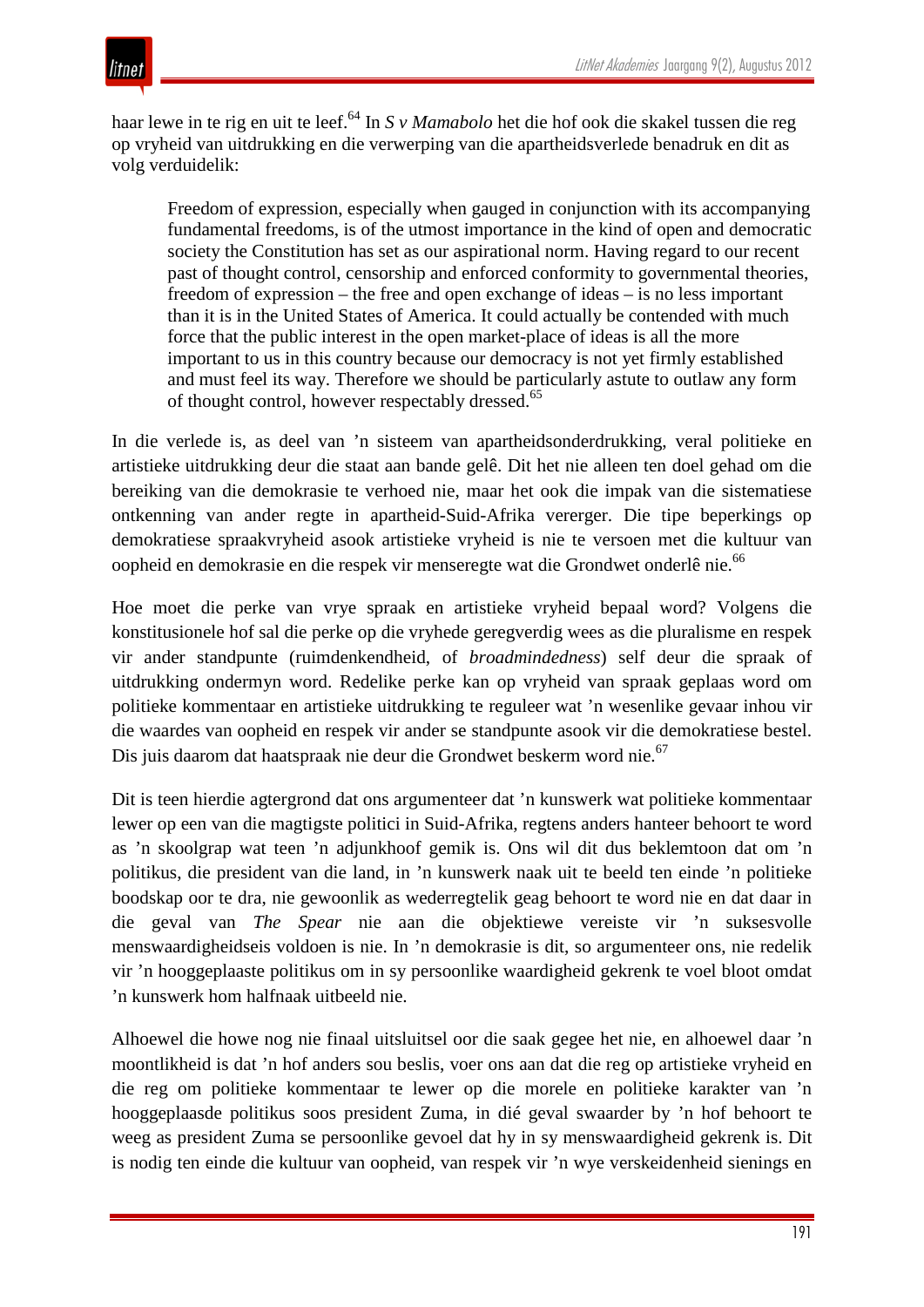haar lewe in te rig en uit te leef.[64] In *S v Mamabolo* het die hof ook die skakel tussen die reg op vryheid van uitdrukking en die verwerping van die apartheidsverlede benadruk en dit as volg verduidelik:

> Freedom of expression, especially when gauged in conjunction with its accompanying fundamental freedoms, is of the utmost importance in the kind of open and democratic society the Constitution has set as our aspirational norm. Having regard to our recent past of thought control, censorship and enforced conformity to governmental theories, freedom of expression – the free and open exchange of ideas – is no less important than it is in the United States of America. It could actually be contended with much force that the public interest in the open market-place of ideas is all the more important to us in this country because our democracy is not yet firmly established and must feel its way. Therefore we should be particularly astute to outlaw any form of thought control, however respectably dressed.[65]

In die verlede is, as deel van 'n sisteem van apartheidsonderdrukking, veral politieke en artistieke uitdrukking deur die staat aan bande gelê. Dit het nie alleen ten doel gehad om die bereiking van die demokrasie te verhoed nie, maar het ook die impak van die sistematiese ontkenning van ander regte in apartheid-Suid-Afrika vererger. Die tipe beperkings op demokratiese spraakvryheid asook artistieke vryheid is nie te versoen met die kultuur van oopheid en demokrasie en die respek vir menseregte wat die Grondwet onderlê nie.[66]

Hoe moet die perke van vrye spraak en artistieke vryheid bepaal word? Volgens die konstitusionele hof sal die perke op die vryhede geregverdig wees as die pluralisme en respek vir ander standpunte (ruimdenkendheid, of *broadmindedness*) self deur die spraak of uitdrukking ondermyn word. Redelike perke kan op vryheid van spraak geplaas word om politieke kommentaar en artistieke uitdrukking te reguleer wat 'n wesenlike gevaar inhou vir die waardes van oopheid en respek vir ander se standpunte asook vir die demokratiese bestel. Dis juis daarom dat haatspraak nie deur die Grondwet beskerm word nie.[67]

Dit is teen hierdie agtergrond dat ons argumenteer dat 'n kunswerk wat politieke kommentaar lewer op een van die magtigste politici in Suid-Afrika, regtens anders hanteer behoort te word as 'n skoolgrap wat teen 'n adjunkhoof gemik is. Ons wil dit dus beklemtoon dat om 'n politikus, die president van die land, in 'n kunswerk naak uit te beeld ten einde 'n politieke boodskap oor te dra, nie gewoonlik as wederregtelik geag behoort te word nie en dat daar in die geval van *The Spear* nie aan die objektiewe vereiste vir 'n suksesvolle menswaardigheidseis voldoen is nie. In 'n demokrasie is dit, so argumenteer ons, nie redelik vir 'n hooggeplaaste politikus om in sy persoonlike waardigheid gekrenk te voel bloot omdat 'n kunswerk hom halfnaak uitbeeld nie.

Alhoewel die howe nog nie finaal uitsluitsel oor die saak gegee het nie, en alhoewel daar 'n moontlikheid is dat 'n hof anders sou beslis, voer ons aan dat die reg op artistieke vryheid en die reg om politieke kommentaar te lewer op die morele en politieke karakter van 'n hooggeplaasde politikus soos president Zuma, in dié geval swaarder by 'n hof behoort te weeg as president Zuma se persoonlike gevoel dat hy in sy menswaardigheid gekrenk is. Dit is nodig ten einde die kultuur van oopheid, van respek vir 'n wye verskeidenheid sienings en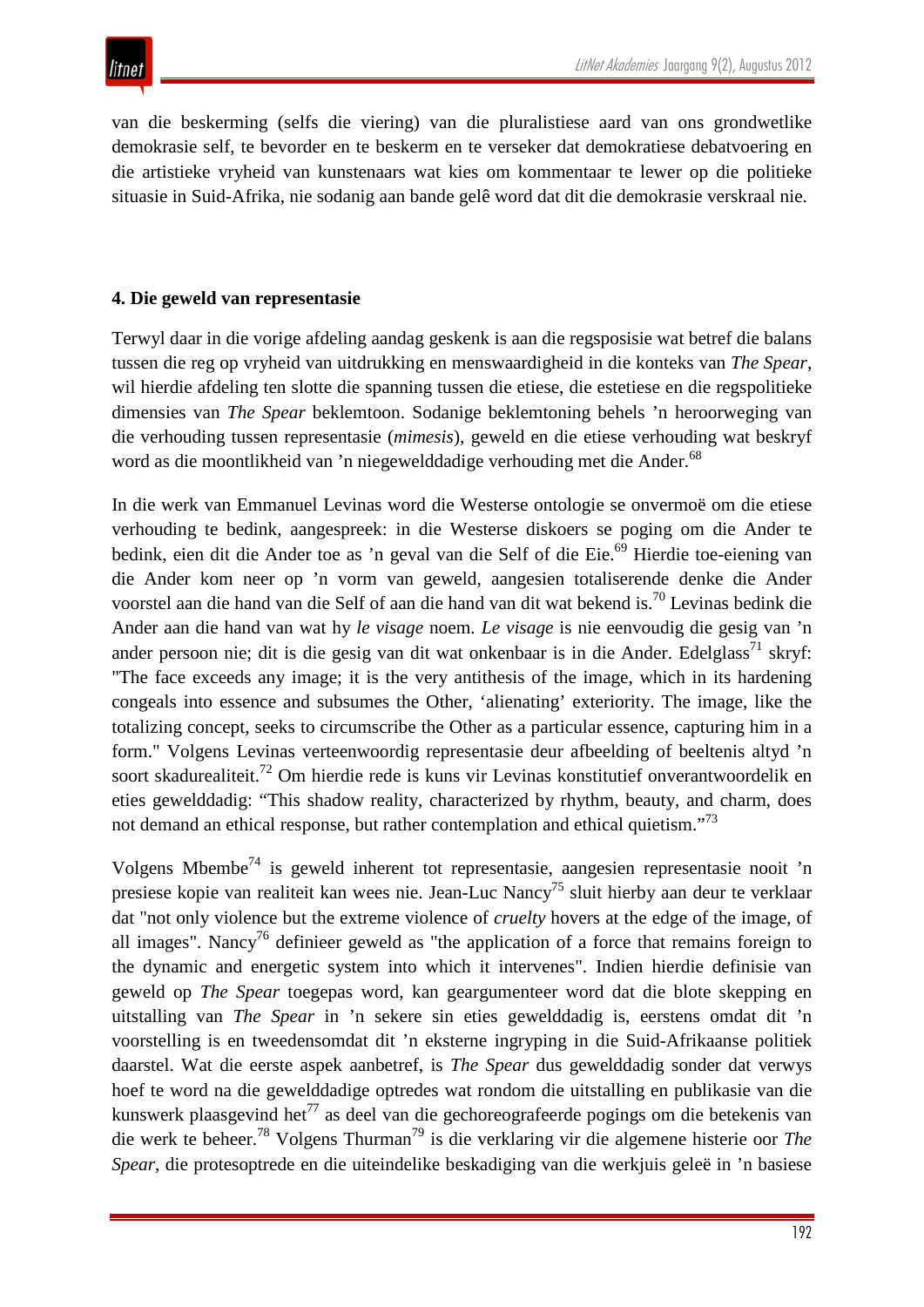van die beskerming (selfs die viering) van die pluralistiese aard van ons grondwetlike demokrasie self, te bevorder en te beskerm en te verseker dat demokratiese debatvoering en die artistieke vryheid van kunstenaars wat kies om kommentaar te lewer op die politieke situasie in Suid-Afrika, nie sodanig aan bande gelê word dat dit die demokrasie verskraal nie.

## 4. Die geweld van representasie

Terwyl daar in die vorige afdeling aandag geskenk is aan die regsposisie wat betref die balans tussen die reg op vryheid van uitdrukking en menswaardigheid in die konteks van *The Spear*, wil hierdie afdeling ten slotte die spanning tussen die etiese, die estetiese en die regspolitieke dimensies van *The Spear* beklemtoon. Sodanige beklemtoning behels 'n heroorweging van die verhouding tussen representasie (*mimesis*), geweld en die etiese verhouding wat beskryf word as die moontlikheid van 'n niegewelddadige verhouding met die Ander.[68]

In die werk van Emmanuel Levinas word die Westerse ontologie se onvermoë om die etiese verhouding te bedink, aangespreek: in die Westerse diskoers se poging om die Ander te bedink, eien dit die Ander toe as 'n geval van die Self of die Eie.[69] Hierdie toe-eiening van die Ander kom neer op 'n vorm van geweld, aangesien totaliserende denke die Ander voorstel aan die hand van die Self of aan die hand van dit wat bekend is.[70] Levinas bedink die Ander aan die hand van wat hy *le visage* noem. *Le visage* is nie eenvoudig die gesig van 'n ander persoon nie; dit is die gesig van dit wat onkenbaar is in die Ander. Edelglass[71] skryf: "The face exceeds any image; it is the very antithesis of the image, which in its hardening congeals into essence and subsumes the Other, 'alienating' exteriority. The image, like the totalizing concept, seeks to circumscribe the Other as a particular essence, capturing him in a form." Volgens Levinas verteenwoordig representasie deur afbeelding of beeltenis altyd 'n soort skadurealiteit.[72] Om hierdie rede is kuns vir Levinas konstitutief onverantwoordelik en eties gewelddadig: "This shadow reality, characterized by rhythm, beauty, and charm, does not demand an ethical response, but rather contemplation and ethical quietism."[73]

Volgens Mbembe[74] is geweld inherent tot representasie, aangesien representasie nooit 'n presiese kopie van realiteit kan wees nie. Jean-Luc Nancy[75] sluit hierby aan deur te verklaar dat "not only violence but the extreme violence of *cruelty* hovers at the edge of the image, of all images". Nancy[76] definieer geweld as "the application of a force that remains foreign to the dynamic and energetic system into which it intervenes". Indien hierdie definisie van geweld op *The Spear* toegepas word, kan geargumenteer word dat die blote skepping en uitstalling van *The Spear* in 'n sekere sin eties gewelddadig is, eerstens omdat dit 'n voorstelling is en tweedensomdat dit 'n eksterne ingryping in die Suid-Afrikaanse politiek daarstel. Wat die eerste aspek aanbetref, is *The Spear* dus gewelddadig sonder dat verwys hoef te word na die gewelddadige optredes wat rondom die uitstalling en publikasie van die kunswerk plaasgevind het[77] as deel van die gechoreografeerde pogings om die betekenis van die werk te beheer.[78] Volgens Thurman[79] is die verklaring vir die algemene histerie oor *The Spear*, die protesoptrede en die uiteindelike beskadiging van die werkjuis geleë in 'n basiese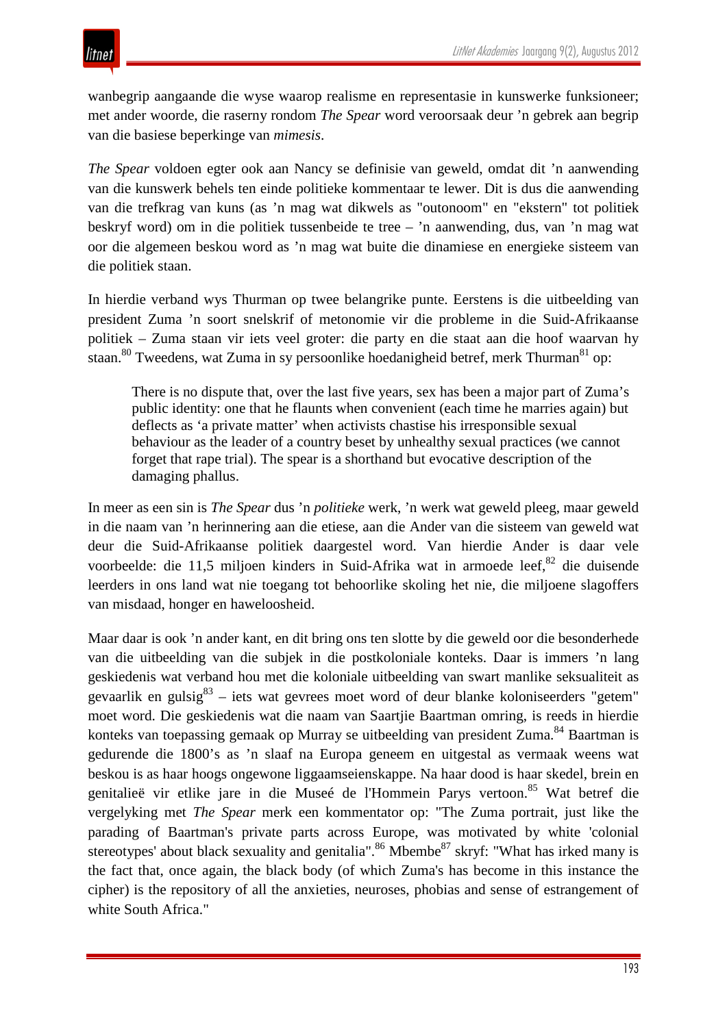wanbegrip aangaande die wyse waarop realisme en representasie in kunswerke funksioneer; met ander woorde, die raserny rondom *The Spear* word veroorsaak deur 'n gebrek aan begrip van die basiese beperkinge van *mimesis*.

*The Spear* voldoen egter ook aan Nancy se definisie van geweld, omdat dit 'n aanwending van die kunswerk behels ten einde politieke kommentaar te lewer. Dit is dus die aanwending van die trefkrag van kuns (as 'n mag wat dikwels as "outonoom" en "ekstern" tot politiek beskryf word) om in die politiek tussenbeide te tree – 'n aanwending, dus, van 'n mag wat oor die algemeen beskou word as 'n mag wat buite die dinamiese en energieke sisteem van die politiek staan.

In hierdie verband wys Thurman op twee belangrike punte. Eerstens is die uitbeelding van president Zuma 'n soort snelskrif of metonomie vir die probleme in die Suid-Afrikaanse politiek – Zuma staan vir iets veel groter: die party en die staat aan die hoof waarvan hy staan.[80] Tweedens, wat Zuma in sy persoonlike hoedanigheid betref, merk Thurman[81] op:

> There is no dispute that, over the last five years, sex has been a major part of Zuma's public identity: one that he flaunts when convenient (each time he marries again) but deflects as 'a private matter' when activists chastise his irresponsible sexual behaviour as the leader of a country beset by unhealthy sexual practices (we cannot forget that rape trial). The spear is a shorthand but evocative description of the damaging phallus.

In meer as een sin is *The Spear* dus 'n *politieke* werk, 'n werk wat geweld pleeg, maar geweld in die naam van 'n herinnering aan die etiese, aan die Ander van die sisteem van geweld wat deur die Suid-Afrikaanse politiek daargestel word. Van hierdie Ander is daar vele voorbeelde: die 11,5 miljoen kinders in Suid-Afrika wat in armoede leef,[82] die duisende leerders in ons land wat nie toegang tot behoorlike skoling het nie, die miljoene slagoffers van misdaad, honger en haweloosheid.

Maar daar is ook 'n ander kant, en dit bring ons ten slotte by die geweld oor die besonderhede van die uitbeelding van die subjek in die postkoloniale konteks. Daar is immers 'n lang geskiedenis wat verband hou met die koloniale uitbeelding van swart manlike seksualiteit as gevaarlik en gulsig[83] – iets wat gevrees moet word of deur blanke koloniseerders "getem" moet word. Die geskiedenis wat die naam van Saartjie Baartman omring, is reeds in hierdie konteks van toepassing gemaak op Murray se uitbeelding van president Zuma.[84] Baartman is gedurende die 1800's as 'n slaaf na Europa geneem en uitgestal as vermaak weens wat beskou is as haar hoogs ongewone liggaamseienskappe. Na haar dood is haar skedel, brein en genitalieë vir etlike jare in die Museé de l'Hommein Parys vertoon.[85] Wat betref die vergelyking met *The Spear* merk een kommentator op: "The Zuma portrait, just like the parading of Baartman's private parts across Europe, was motivated by white 'colonial stereotypes' about black sexuality and genitalia".[86] Mbembe[87] skryf: "What has irked many is the fact that, once again, the black body (of which Zuma's has become in this instance the cipher) is the repository of all the anxieties, neuroses, phobias and sense of estrangement of white South Africa."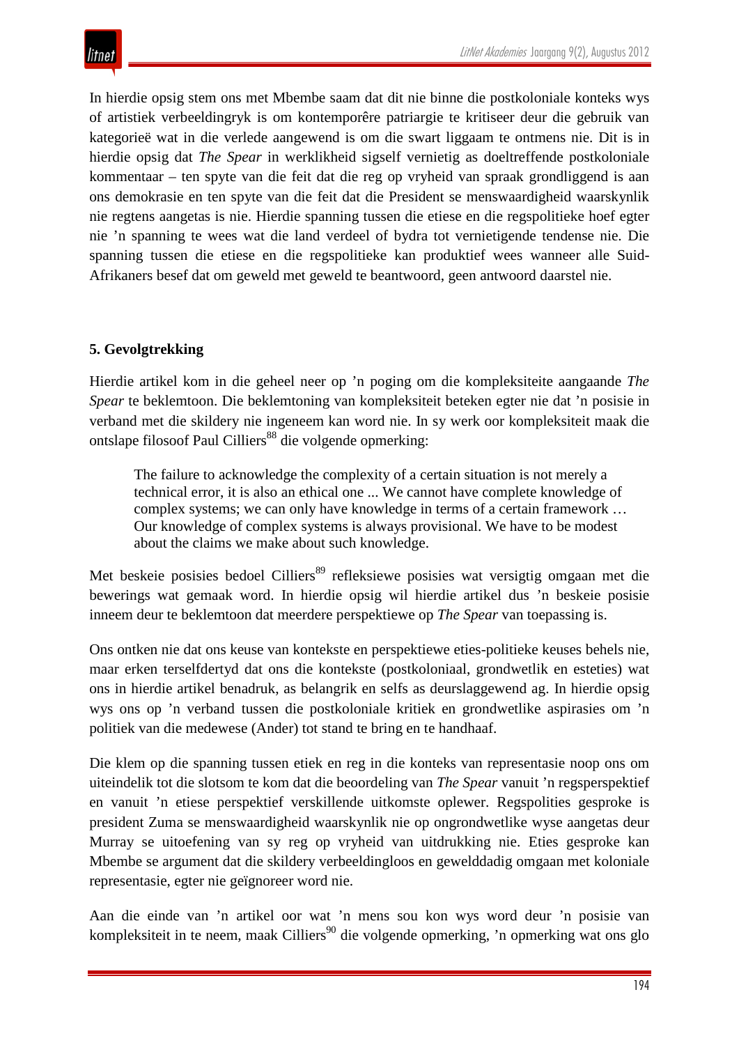In hierdie opsig stem ons met Mbembe saam dat dit nie binne die postkoloniale konteks wys of artistiek verbeeldingryk is om kontemporêre patriargie te kritiseer deur die gebruik van kategorieë wat in die verlede aangewend is om die swart liggaam te ontmens nie. Dit is in hierdie opsig dat *The Spear* in werklikheid sigself vernietig as doeltreffende postkoloniale kommentaar – ten spyte van die feit dat die reg op vryheid van spraak grondliggend is aan ons demokrasie en ten spyte van die feit dat die President se menswaardigheid waarskynlik nie regtens aangetas is nie. Hierdie spanning tussen die etiese en die regspolitieke hoef egter nie ’n spanning te wees wat die land verdeel of bydra tot vernietigende tendense nie. Die spanning tussen die etiese en die regspolitieke kan produktief wees wanneer alle Suid-Afrikaners besef dat om geweld met geweld te beantwoord, geen antwoord daarstel nie.

## 5. Gevolgtrekking

Hierdie artikel kom in die geheel neer op ’n poging om die kompleksiteite aangaande *The Spear* te beklemtoon. Die beklemtoning van kompleksiteit beteken egter nie dat ’n posisie in verband met die skildery nie ingeneem kan word nie. In sy werk oor kompleksiteit maak die ontslape filosoof Paul Cilliers[88] die volgende opmerking:

> The failure to acknowledge the complexity of a certain situation is not merely a technical error, it is also an ethical one ... We cannot have complete knowledge of complex systems; we can only have knowledge in terms of a certain framework … Our knowledge of complex systems is always provisional. We have to be modest about the claims we make about such knowledge.

Met beskeie posisies bedoel Cilliers[89] refleksiewe posisies wat versigtig omgaan met die bewerings wat gemaak word. In hierdie opsig wil hierdie artikel dus ’n beskeie posisie inneem deur te beklemtoon dat meerdere perspektiewe op *The Spear* van toepassing is.

Ons ontken nie dat ons keuse van kontekste en perspektiewe eties-politieke keuses behels nie, maar erken terselfdertyd dat ons die kontekste (postkoloniaal, grondwetlik en esteties) wat ons in hierdie artikel benadruk, as belangrik en selfs as deurslaggewend ag. In hierdie opsig wys ons op ’n verband tussen die postkoloniale kritiek en grondwetlike aspirasies om ’n politiek van die medewese (Ander) tot stand te bring en te handhaaf.

Die klem op die spanning tussen etiek en reg in die konteks van representasie noop ons om uiteindelik tot die slotsom te kom dat die beoordeling van *The Spear* vanuit ’n regsperspektief en vanuit ’n etiese perspektief verskillende uitkomste oplewer. Regspolities gesproke is president Zuma se menswaardigheid waarskynlik nie op ongrondwetlike wyse aangetas deur Murray se uitoefening van sy reg op vryheid van uitdrukking nie. Eties gesproke kan Mbembe se argument dat die skildery verbeeldingloos en gewelddadig omgaan met koloniale representasie, egter nie geïgnoreer word nie.

Aan die einde van ’n artikel oor wat ’n mens sou kon wys word deur ’n posisie van kompleksiteit in te neem, maak Cilliers[90] die volgende opmerking, ’n opmerking wat ons glo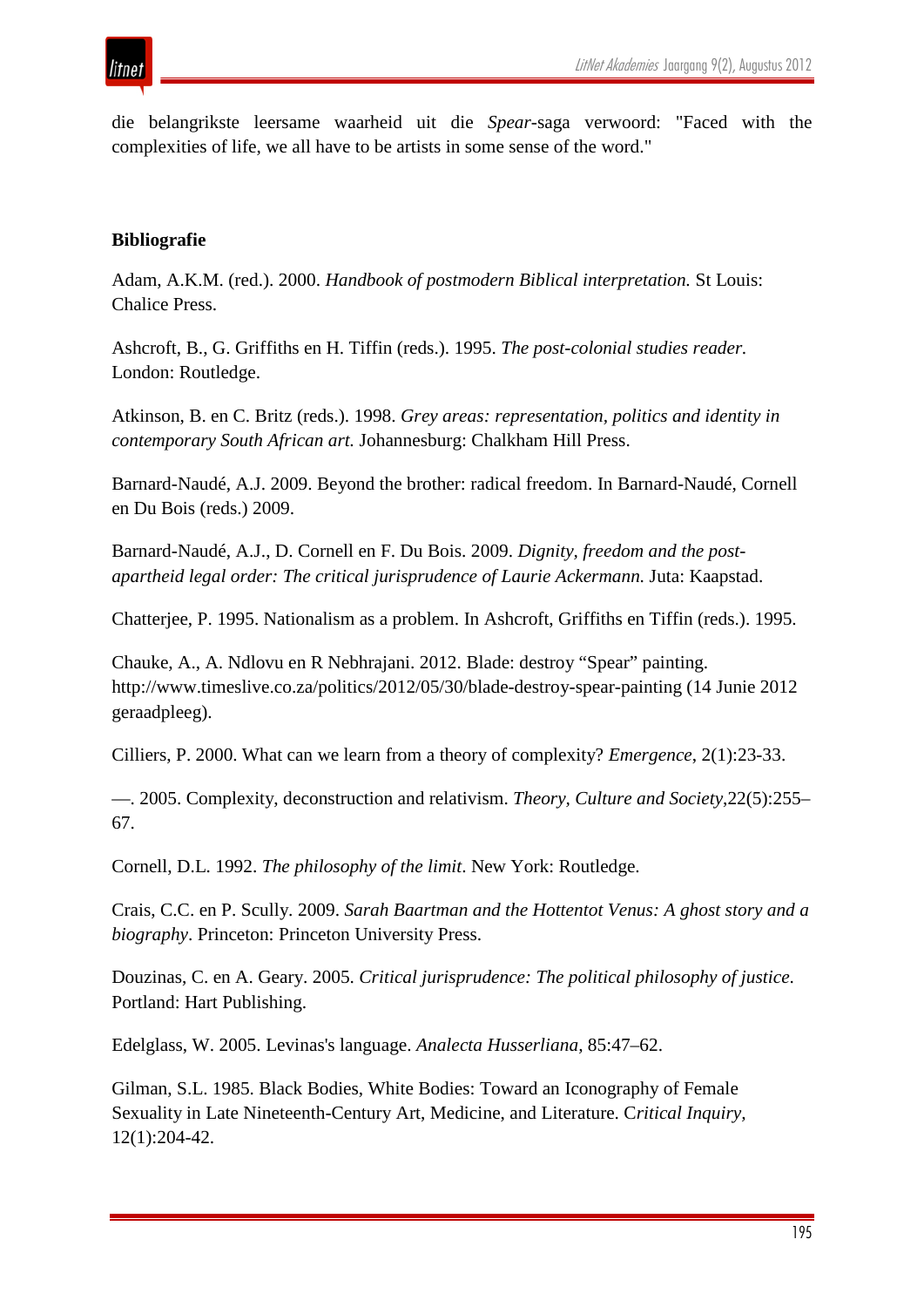die belangrikste leersame waarheid uit die *Spear*-saga verwoord: "Faced with the complexities of life, we all have to be artists in some sense of the word."

## Bibliografie

Adam, A.K.M. (red.). 2000. *Handbook of postmodern Biblical interpretation.* St Louis: Chalice Press.

Ashcroft, B., G. Griffiths en H. Tiffin (reds.). 1995. *The post-colonial studies reader.* London: Routledge.

Atkinson, B. en C. Britz (reds.). 1998. *Grey areas: representation, politics and identity in contemporary South African art.* Johannesburg: Chalkham Hill Press.

Barnard-Naudé, A.J. 2009. Beyond the brother: radical freedom. In Barnard-Naudé, Cornell en Du Bois (reds.) 2009.

Barnard-Naudé, A.J., D. Cornell en F. Du Bois. 2009. *Dignity, freedom and the post-apartheid legal order: The critical jurisprudence of Laurie Ackermann.* Juta: Kaapstad.

Chatterjee, P. 1995. Nationalism as a problem. In Ashcroft, Griffiths en Tiffin (reds.). 1995.

Chauke, A., A. Ndlovu en R Nebhrajani. 2012. Blade: destroy "Spear" painting. http://www.timeslive.co.za/politics/2012/05/30/blade-destroy-spear-painting (14 Junie 2012 geraadpleeg).

Cilliers, P. 2000. What can we learn from a theory of complexity? *Emergence*, 2(1):23-33.

—. 2005. Complexity, deconstruction and relativism. *Theory, Culture and Society*,22(5):255–67.

Cornell, D.L. 1992. *The philosophy of the limit*. New York: Routledge.

Crais, C.C. en P. Scully. 2009. *Sarah Baartman and the Hottentot Venus: A ghost story and a biography*. Princeton: Princeton University Press.

Douzinas, C. en A. Geary. 2005. *Critical jurisprudence: The political philosophy of justice*. Portland: Hart Publishing.

Edelglass, W. 2005. Levinas's language. *Analecta Husserliana*, 85:47–62.

Gilman, S.L. 1985. Black Bodies, White Bodies: Toward an Iconography of Female Sexuality in Late Nineteenth-Century Art, Medicine, and Literature. C*ritical Inquiry*, 12(1):204-42.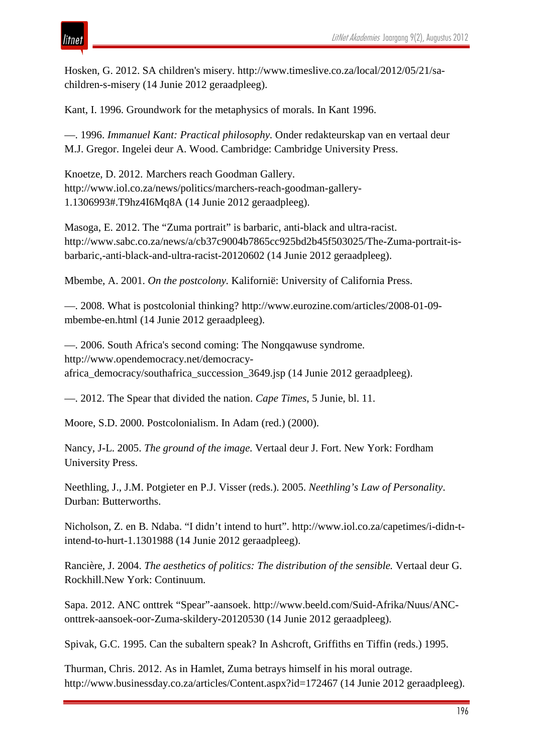Hosken, G. 2012. SA children's misery. http://www.timeslive.co.za/local/2012/05/21/sa-children-s-misery (14 Junie 2012 geraadpleeg).

Kant, I. 1996. Groundwork for the metaphysics of morals. In Kant 1996.

—. 1996. *Immanuel Kant: Practical philosophy*. Onder redakteurskap van en vertaal deur M.J. Gregor. Ingelei deur A. Wood. Cambridge: Cambridge University Press.

Knoetze, D. 2012. Marchers reach Goodman Gallery. http://www.iol.co.za/news/politics/marchers-reach-goodman-gallery-1.1306993#.T9hz4I6Mq8A (14 Junie 2012 geraadpleeg).

Masoga, E. 2012. The "Zuma portrait" is barbaric, anti-black and ultra-racist. http://www.sabc.co.za/news/a/cb37c9004b7865cc925bd2b45f503025/The-Zuma-portrait-is-barbaric,-anti-black-and-ultra-racist-20120602 (14 Junie 2012 geraadpleeg).

Mbembe, A. 2001. *On the postcolony.* Kalifornië: University of California Press.

—. 2008. What is postcolonial thinking? http://www.eurozine.com/articles/2008-01-09-mbembe-en.html (14 Junie 2012 geraadpleeg).

—. 2006. South Africa's second coming: The Nongqawuse syndrome. http://www.opendemocracy.net/democracy-africa_democracy/southafrica_succession_3649.jsp (14 Junie 2012 geraadpleeg).

—. 2012. The Spear that divided the nation. *Cape Times*, 5 Junie, bl. 11.

Moore, S.D. 2000. Postcolonialism. In Adam (red.) (2000).

Nancy, J-L. 2005. *The ground of the image.* Vertaal deur J. Fort. New York: Fordham University Press.

Neethling, J., J.M. Potgieter en P.J. Visser (reds.). 2005. *Neethling's Law of Personality*. Durban: Butterworths.

Nicholson, Z. en B. Ndaba. "I didn't intend to hurt". http://www.iol.co.za/capetimes/i-didn-t-intend-to-hurt-1.1301988 (14 Junie 2012 geraadpleeg).

Rancière, J. 2004. *The aesthetics of politics: The distribution of the sensible.* Vertaal deur G. Rockhill.New York: Continuum.

Sapa. 2012. ANC onttrek "Spear"-aansoek. http://www.beeld.com/Suid-Afrika/Nuus/ANC-onttrek-aansoek-oor-Zuma-skildery-20120530 (14 Junie 2012 geraadpleeg).

Spivak, G.C. 1995. Can the subaltern speak? In Ashcroft, Griffiths en Tiffin (reds.) 1995.

Thurman, Chris. 2012. As in Hamlet, Zuma betrays himself in his moral outrage. http://www.businessday.co.za/articles/Content.aspx?id=172467 (14 Junie 2012 geraadpleeg).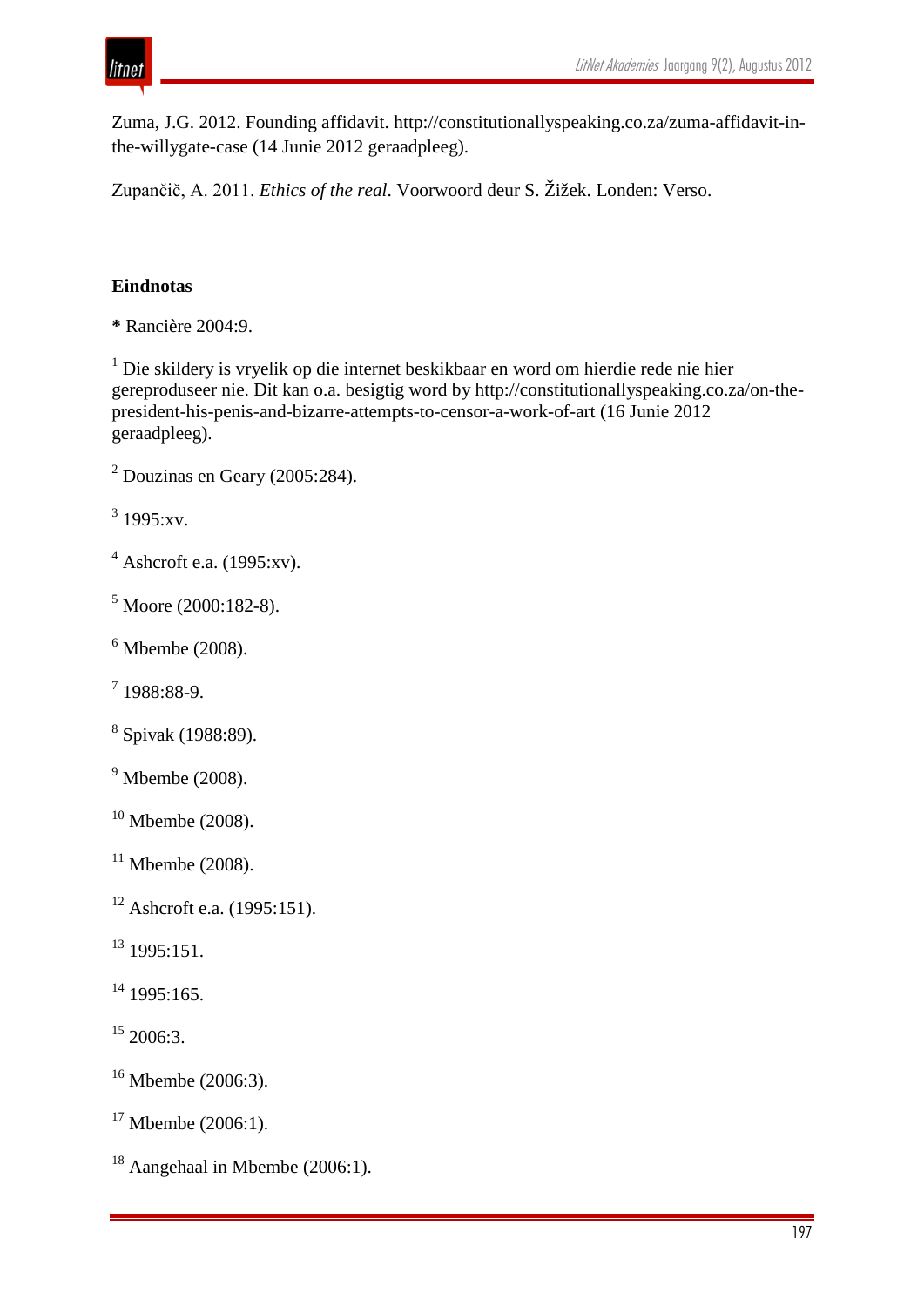Zuma, J.G. 2012. Founding affidavit. http://constitutionallyspeaking.co.za/zuma-affidavit-in-the-willygate-case (14 Junie 2012 geraadpleeg).

Zupančič, A. 2011. *Ethics of the real*. Voorwoord deur S. Žižek. Londen: Verso.

**Eindnotas**

**\*** Rancière 2004:9.

[1] Die skildery is vryelik op die internet beskikbaar en word om hierdie rede nie hier gereproduseer nie. Dit kan o.a. besigtig word by http://constitutionallyspeaking.co.za/on-the-president-his-penis-and-bizarre-attempts-to-censor-a-work-of-art (16 Junie 2012 geraadpleeg).

[2] Douzinas en Geary (2005:284).

[3] 1995:xv.

[4] Ashcroft e.a. (1995:xv).

[5] Moore (2000:182-8).

[6] Mbembe (2008).

[7] 1988:88-9.

[8] Spivak (1988:89).

[9] Mbembe (2008).

[10] Mbembe (2008).

[11] Mbembe (2008).

[12] Ashcroft e.a. (1995:151).

[13] 1995:151.

[14] 1995:165.

[15] 2006:3.

[16] Mbembe (2006:3).

[17] Mbembe (2006:1).

[18] Aangehaal in Mbembe (2006:1).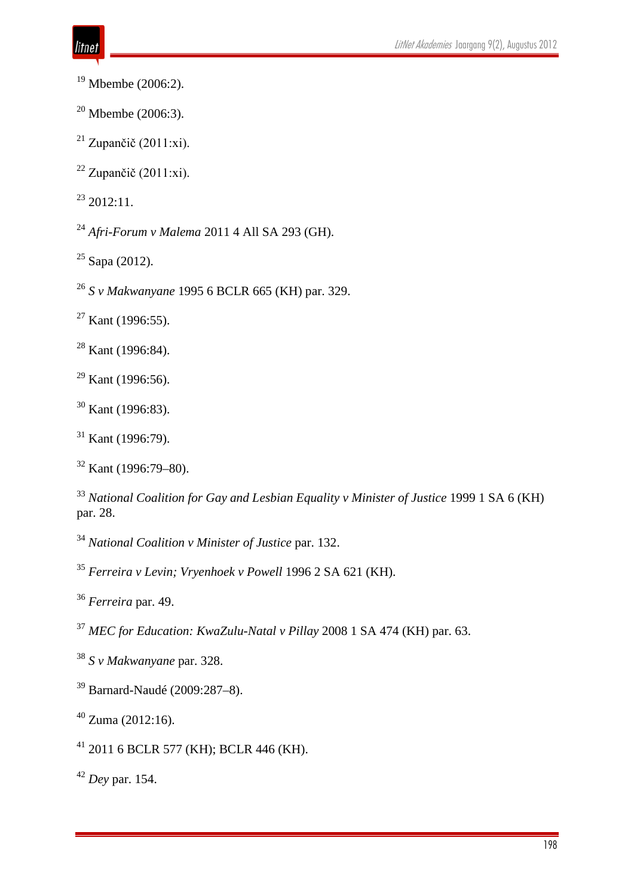[19] Mbembe (2006:2).

[20] Mbembe (2006:3).

[21] Zupančič (2011:xi).

[22] Zupančič (2011:xi).

[23] 2012:11.

[24] *Afri-Forum v Malema* 2011 4 All SA 293 (GH).

[25] Sapa (2012).

[26] *S v Makwanyane* 1995 6 BCLR 665 (KH) par. 329.

[27] Kant (1996:55).

[28] Kant (1996:84).

[29] Kant (1996:56).

[30] Kant (1996:83).

[31] Kant (1996:79).

[32] Kant (1996:79–80).

[33] *National Coalition for Gay and Lesbian Equality v Minister of Justice* 1999 1 SA 6 (KH) par. 28.

[34] *National Coalition v Minister of Justice* par. 132.

[35] *Ferreira v Levin; Vryenhoek v Powell* 1996 2 SA 621 (KH).

[36] *Ferreira* par. 49.

[37] *MEC for Education: KwaZulu-Natal v Pillay* 2008 1 SA 474 (KH) par. 63.

[38] *S v Makwanyane* par. 328.

[39] Barnard-Naudé (2009:287–8).

[40] Zuma (2012:16).

[41] 2011 6 BCLR 577 (KH); BCLR 446 (KH).

[42] *Dey* par. 154.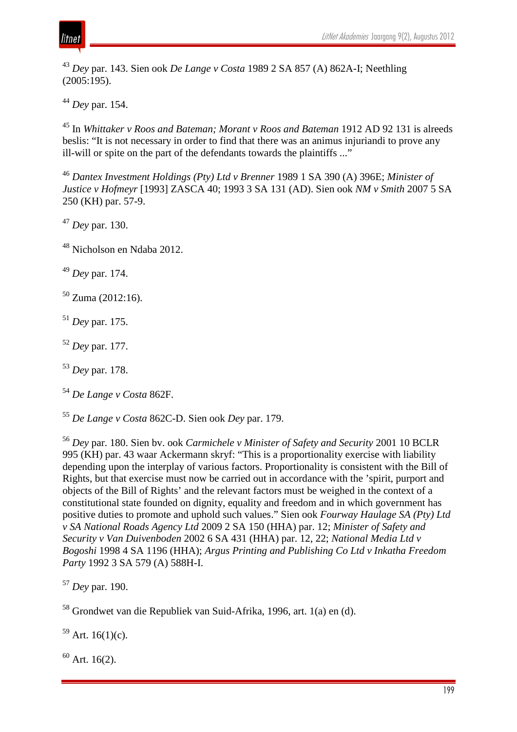[43] *Dey* par. 143. Sien ook *De Lange v Costa* 1989 2 SA 857 (A) 862A-I; Neethling (2005:195).

[44] *Dey* par. 154.

[45] In *Whittaker v Roos and Bateman; Morant v Roos and Bateman* 1912 AD 92 131 is alreeds beslis: "It is not necessary in order to find that there was an animus injuriandi to prove any ill-will or spite on the part of the defendants towards the plaintiffs ..."

[46] *Dantex Investment Holdings (Pty) Ltd v Brenner* 1989 1 SA 390 (A) 396E; *Minister of Justice v Hofmeyr* [1993] ZASCA 40; 1993 3 SA 131 (AD). Sien ook *NM v Smith* 2007 5 SA 250 (KH) par. 57-9.

[47] *Dey* par. 130.

[48] Nicholson en Ndaba 2012.

[49] *Dey* par. 174.

[50] Zuma (2012:16).

[51] *Dey* par. 175.

[52] *Dey* par. 177.

[53] *Dey* par. 178.

[54] *De Lange v Costa* 862F.

[55] *De Lange v Costa* 862C-D. Sien ook *Dey* par. 179.

[56] *Dey* par. 180. Sien bv. ook *Carmichele v Minister of Safety and Security* 2001 10 BCLR 995 (KH) par. 43 waar Ackermann skryf: "This is a proportionality exercise with liability depending upon the interplay of various factors. Proportionality is consistent with the Bill of Rights, but that exercise must now be carried out in accordance with the 'spirit, purport and objects of the Bill of Rights' and the relevant factors must be weighed in the context of a constitutional state founded on dignity, equality and freedom and in which government has positive duties to promote and uphold such values." Sien ook *Fourway Haulage SA (Pty) Ltd v SA National Roads Agency Ltd* 2009 2 SA 150 (HHA) par. 12; *Minister of Safety and Security v Van Duivenboden* 2002 6 SA 431 (HHA) par. 12, 22; *National Media Ltd v Bogoshi* 1998 4 SA 1196 (HHA); *Argus Printing and Publishing Co Ltd v Inkatha Freedom Party* 1992 3 SA 579 (A) 588H-I.

[57] *Dey* par. 190.

[58] Grondwet van die Republiek van Suid-Afrika, 1996, art. 1(a) en (d).

[59] Art. 16(1)(c).

[60] Art. 16(2).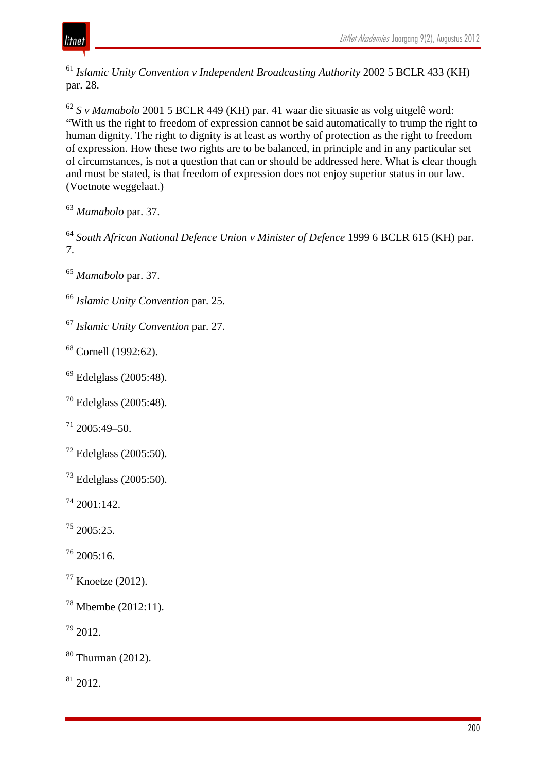[61] *Islamic Unity Convention v Independent Broadcasting Authority* 2002 5 BCLR 433 (KH) par. 28.

[62] *S v Mamabolo* 2001 5 BCLR 449 (KH) par. 41 waar die situasie as volg uitgelê word: "With us the right to freedom of expression cannot be said automatically to trump the right to human dignity. The right to dignity is at least as worthy of protection as the right to freedom of expression. How these two rights are to be balanced, in principle and in any particular set of circumstances, is not a question that can or should be addressed here. What is clear though and must be stated, is that freedom of expression does not enjoy superior status in our law. (Voetnote weggelaat.)

[63] *Mamabolo* par. 37.

[64] *South African National Defence Union v Minister of Defence* 1999 6 BCLR 615 (KH) par. 7.

[65] *Mamabolo* par. 37.

[66] *Islamic Unity Convention* par. 25.

[67] *Islamic Unity Convention* par. 27.

[68] Cornell (1992:62).

[69] Edelglass (2005:48).

[70] Edelglass (2005:48).

[71] 2005:49–50.

[72] Edelglass (2005:50).

[73] Edelglass (2005:50).

[74] 2001:142.

[75] 2005:25.

[76] 2005:16.

[77] Knoetze (2012).

[78] Mbembe (2012:11).

[79] 2012.

[80] Thurman (2012).

[81] 2012.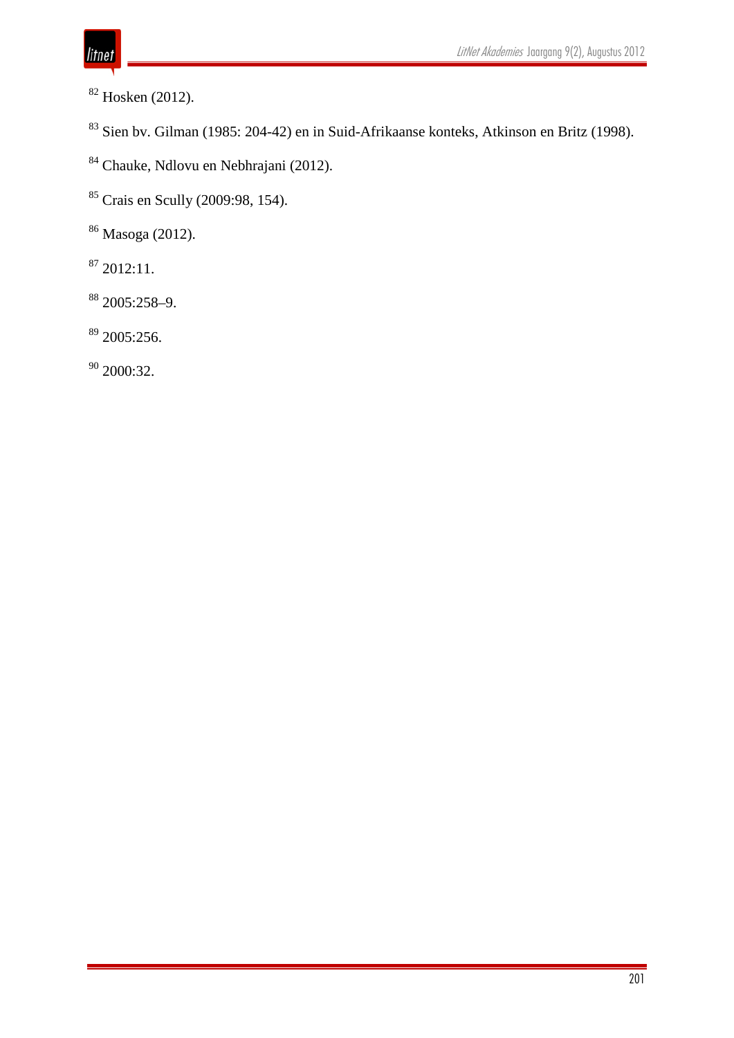[82] Hosken (2012).

[83] Sien bv. Gilman (1985: 204-42) en in Suid-Afrikaanse konteks, Atkinson en Britz (1998).

[84] Chauke, Ndlovu en Nebhrajani (2012).

[85] Crais en Scully (2009:98, 154).

[86] Masoga (2012).

[87] 2012:11.

[88] 2005:258–9.

[89] 2005:256.

[90] 2000:32.